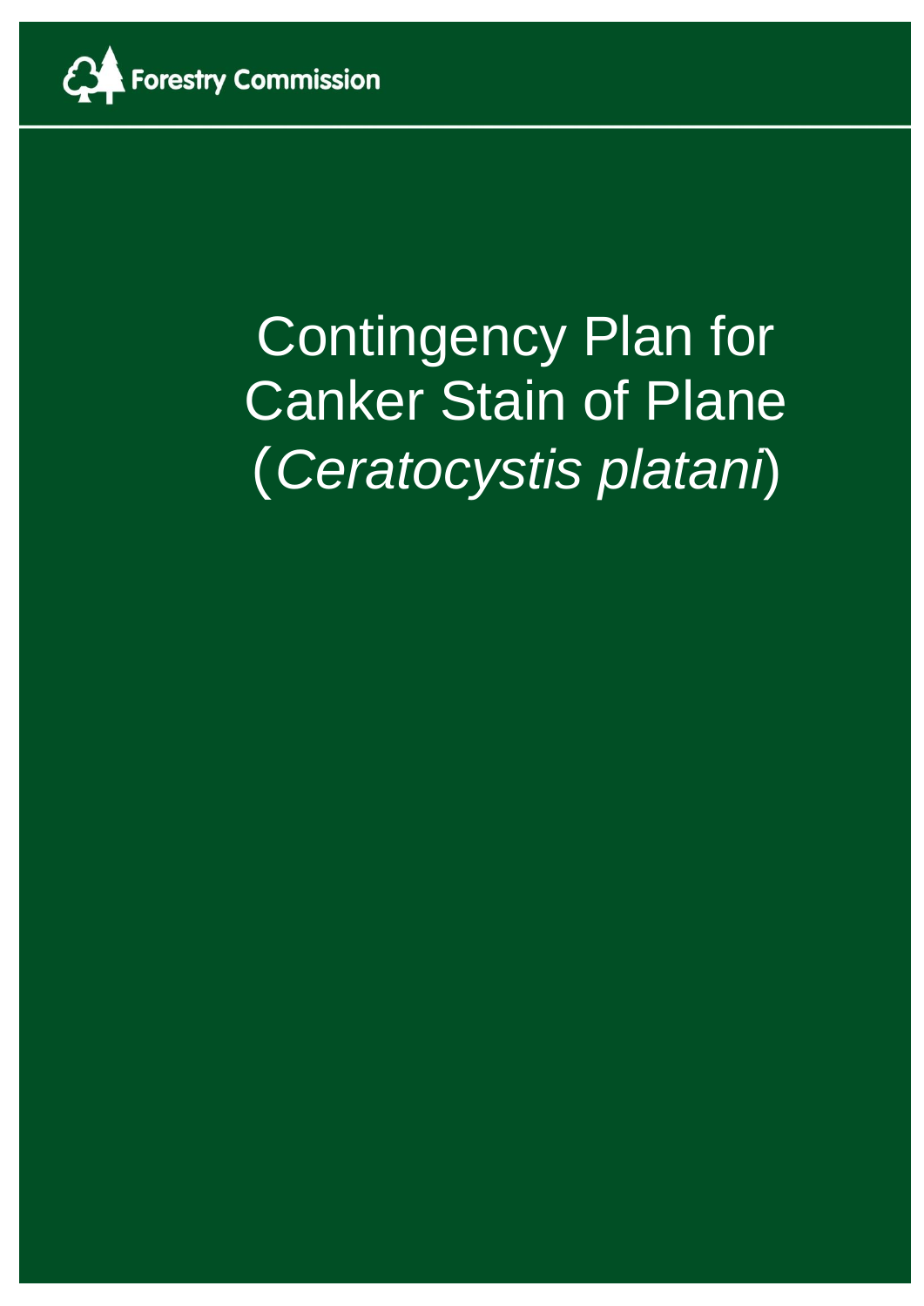Forestry Commission

# Contingency Plan for Canker Stain of Plane (*Ceratocystis platani*)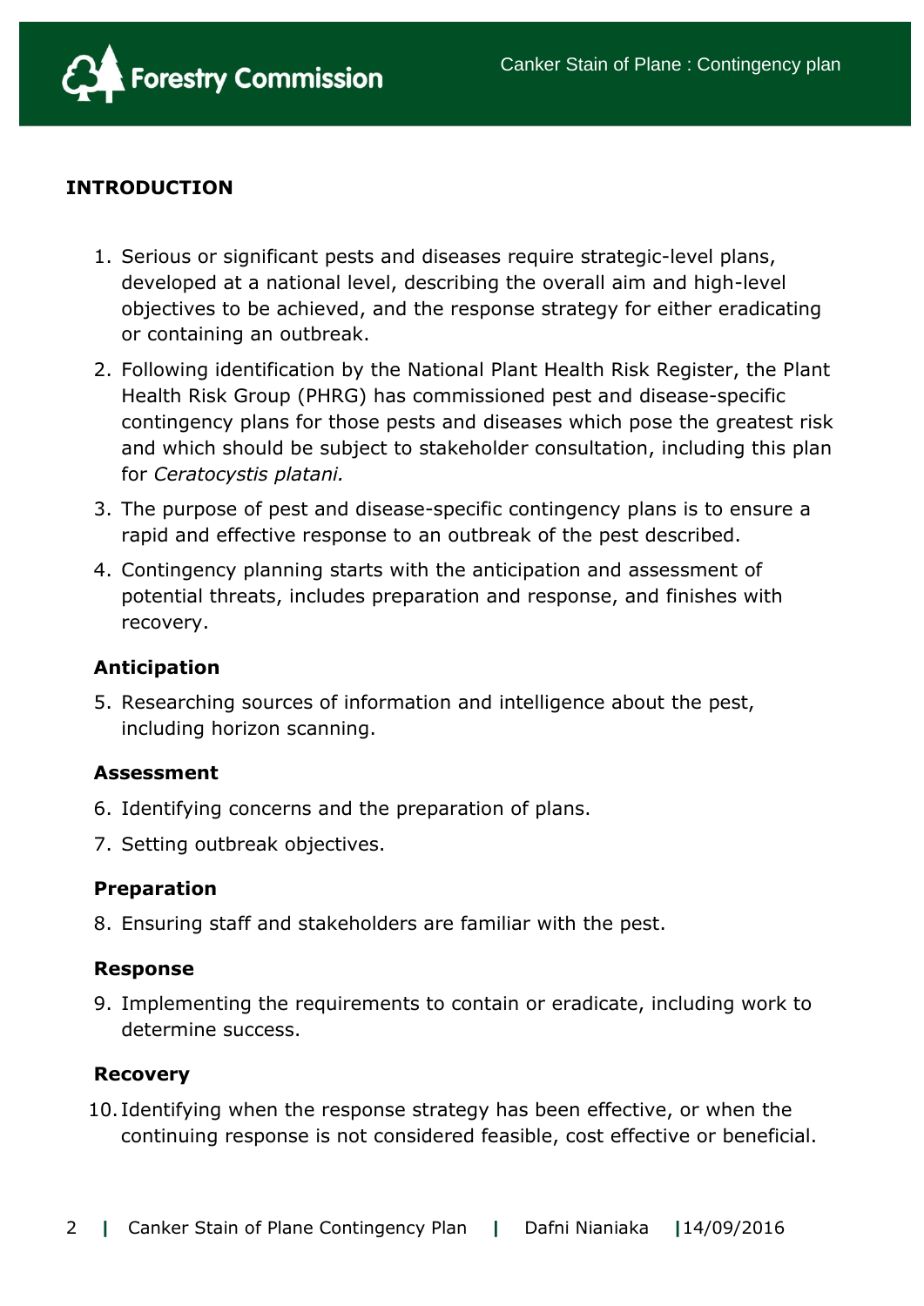## INTRODUCTION

1. Serious or significant pests and diseases require strategic-level plans, developed at a national level, describing the overall aim and high-level objectives to be achieved, and the response strategy for either eradicating or containing an outbreak.
2. Following identification by the National Plant Health Risk Register, the Plant Health Risk Group (PHRG) has commissioned pest and disease-specific contingency plans for those pests and diseases which pose the greatest risk and which should be subject to stakeholder consultation, including this plan for *Ceratocystis platani.*
3. The purpose of pest and disease-specific contingency plans is to ensure a rapid and effective response to an outbreak of the pest described.
4. Contingency planning starts with the anticipation and assessment of potential threats, includes preparation and response, and finishes with recovery.

### Anticipation

5. Researching sources of information and intelligence about the pest, including horizon scanning.

### Assessment

6. Identifying concerns and the preparation of plans.
7. Setting outbreak objectives.

### Preparation

8. Ensuring staff and stakeholders are familiar with the pest.

### Response

9. Implementing the requirements to contain or eradicate, including work to determine success.

### Recovery

10. Identifying when the response strategy has been effective, or when the continuing response is not considered feasible, cost effective or beneficial.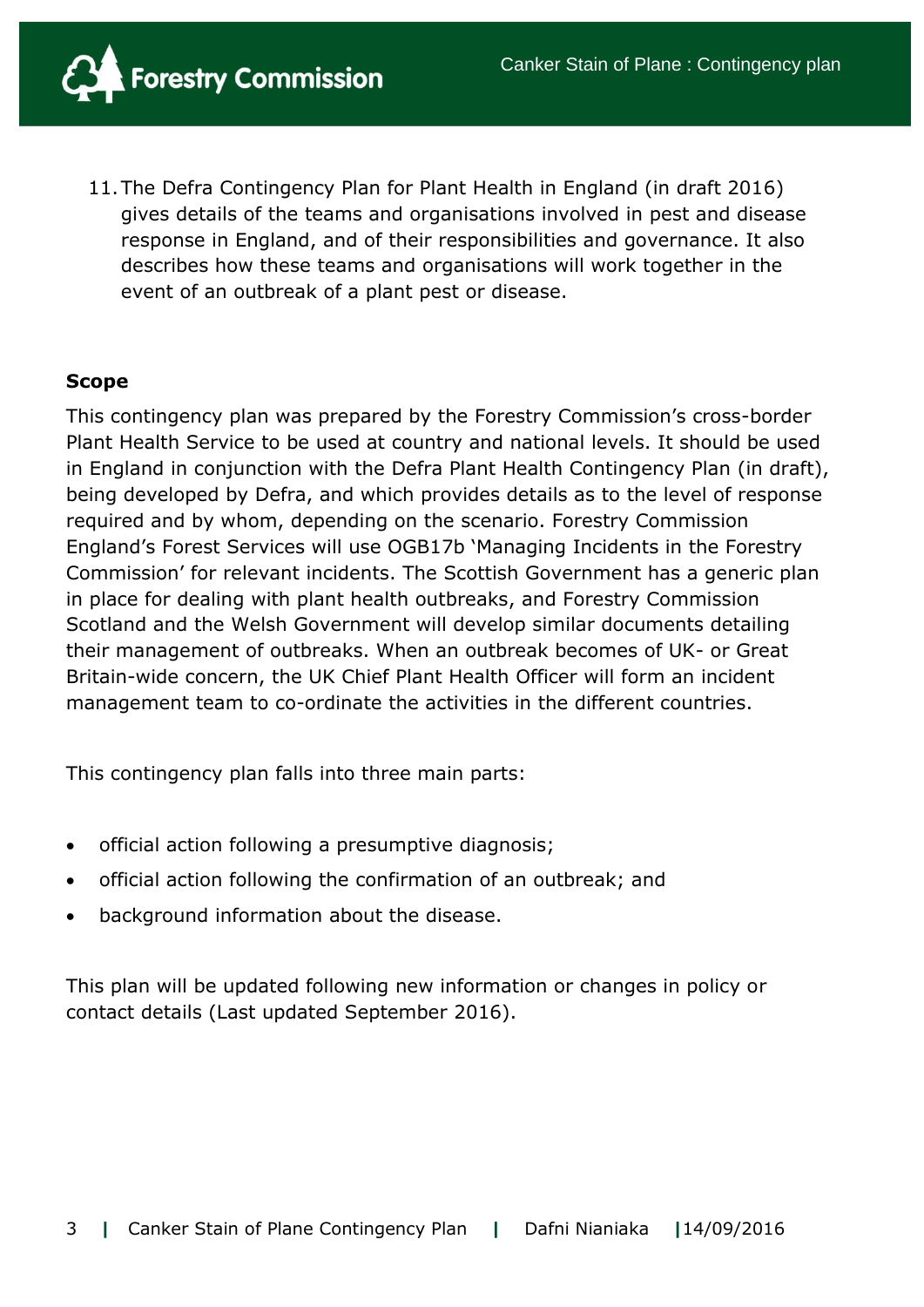11. The Defra Contingency Plan for Plant Health in England (in draft 2016) gives details of the teams and organisations involved in pest and disease response in England, and of their responsibilities and governance. It also describes how these teams and organisations will work together in the event of an outbreak of a plant pest or disease.

## Scope

This contingency plan was prepared by the Forestry Commission's cross-border Plant Health Service to be used at country and national levels. It should be used in England in conjunction with the Defra Plant Health Contingency Plan (in draft), being developed by Defra, and which provides details as to the level of response required and by whom, depending on the scenario. Forestry Commission England's Forest Services will use OGB17b 'Managing Incidents in the Forestry Commission' for relevant incidents. The Scottish Government has a generic plan in place for dealing with plant health outbreaks, and Forestry Commission Scotland and the Welsh Government will develop similar documents detailing their management of outbreaks. When an outbreak becomes of UK- or Great Britain-wide concern, the UK Chief Plant Health Officer will form an incident management team to co-ordinate the activities in the different countries.

This contingency plan falls into three main parts:

- official action following a presumptive diagnosis;
- official action following the confirmation of an outbreak; and
- background information about the disease.

This plan will be updated following new information or changes in policy or contact details (Last updated September 2016).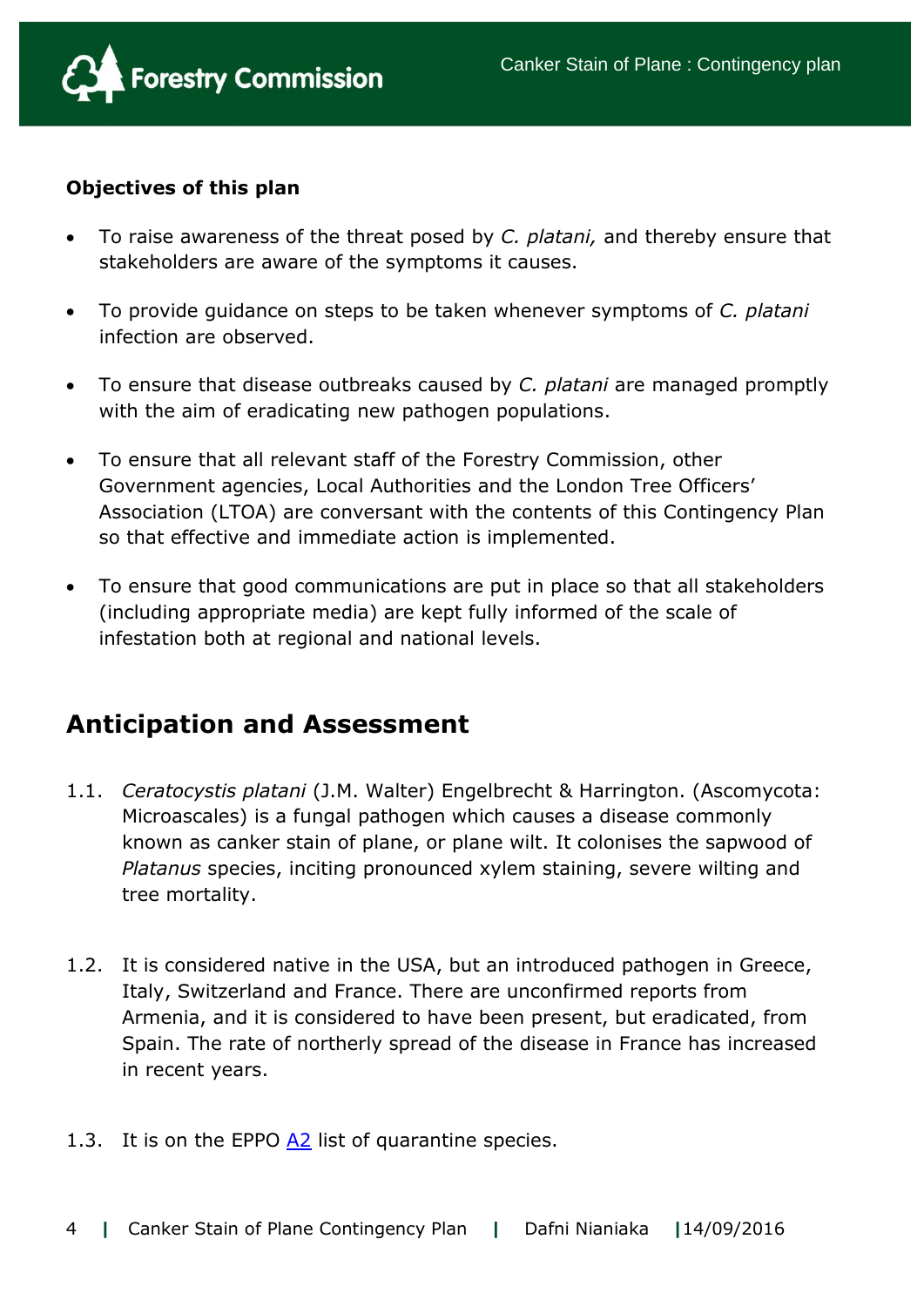**Objectives of this plan**

- To raise awareness of the threat posed by *C. platani,* and thereby ensure that stakeholders are aware of the symptoms it causes.
- To provide guidance on steps to be taken whenever symptoms of *C. platani* infection are observed.
- To ensure that disease outbreaks caused by *C. platani* are managed promptly with the aim of eradicating new pathogen populations.
- To ensure that all relevant staff of the Forestry Commission, other Government agencies, Local Authorities and the London Tree Officers' Association (LTOA) are conversant with the contents of this Contingency Plan so that effective and immediate action is implemented.
- To ensure that good communications are put in place so that all stakeholders (including appropriate media) are kept fully informed of the scale of infestation both at regional and national levels.

## Anticipation and Assessment

1.1. *Ceratocystis platani* (J.M. Walter) Engelbrecht & Harrington. (Ascomycota: Microascales) is a fungal pathogen which causes a disease commonly known as canker stain of plane, or plane wilt. It colonises the sapwood of *Platanus* species, inciting pronounced xylem staining, severe wilting and tree mortality.

1.2. It is considered native in the USA, but an introduced pathogen in Greece, Italy, Switzerland and France. There are unconfirmed reports from Armenia, and it is considered to have been present, but eradicated, from Spain. The rate of northerly spread of the disease in France has increased in recent years.

1.3. It is on the EPPO A2 list of quarantine species.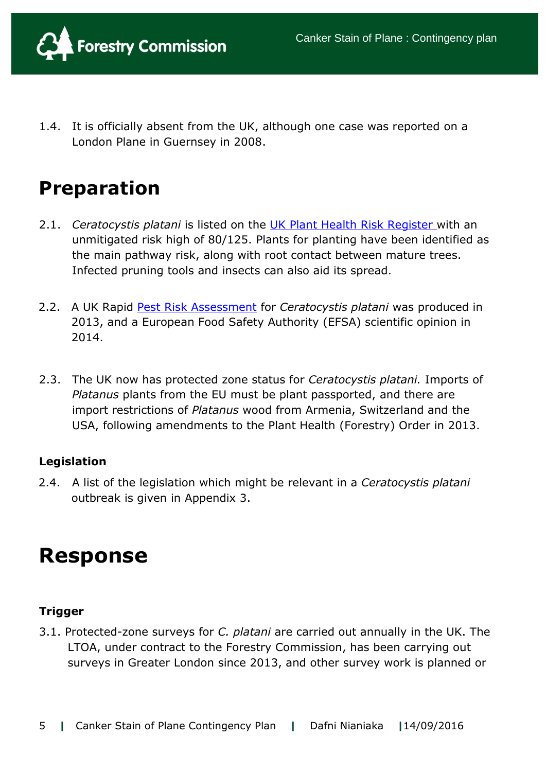1.4. It is officially absent from the UK, although one case was reported on a London Plane in Guernsey in 2008.

# Preparation

2.1. *Ceratocystis platani* is listed on the [UK Plant Health Risk Register](#) with an unmitigated risk high of 80/125. Plants for planting have been identified as the main pathway risk, along with root contact between mature trees. Infected pruning tools and insects can also aid its spread.

2.2. A UK Rapid [Pest Risk Assessment](#) for *Ceratocystis platani* was produced in 2013, and a European Food Safety Authority (EFSA) scientific opinion in 2014.

2.3. The UK now has protected zone status for *Ceratocystis platani.* Imports of *Platanus* plants from the EU must be plant passported, and there are import restrictions of *Platanus* wood from Armenia, Switzerland and the USA, following amendments to the Plant Health (Forestry) Order in 2013.

### Legislation

2.4. A list of the legislation which might be relevant in a *Ceratocystis platani* outbreak is given in Appendix 3.

# Response

### Trigger

3.1. Protected-zone surveys for *C. platani* are carried out annually in the UK. The LTOA, under contract to the Forestry Commission, has been carrying out surveys in Greater London since 2013, and other survey work is planned or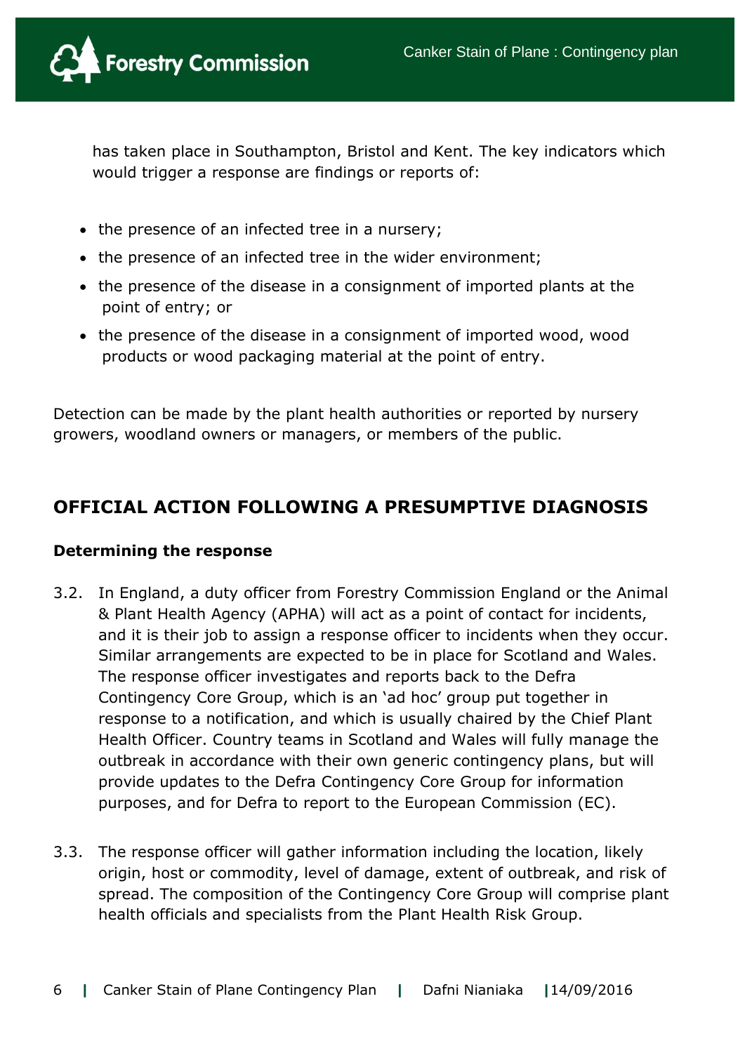has taken place in Southampton, Bristol and Kent. The key indicators which would trigger a response are findings or reports of:

- the presence of an infected tree in a nursery;
- the presence of an infected tree in the wider environment;
- the presence of the disease in a consignment of imported plants at the point of entry; or
- the presence of the disease in a consignment of imported wood, wood products or wood packaging material at the point of entry.

Detection can be made by the plant health authorities or reported by nursery growers, woodland owners or managers, or members of the public.

## OFFICIAL ACTION FOLLOWING A PRESUMPTIVE DIAGNOSIS

### Determining the response

3.2. In England, a duty officer from Forestry Commission England or the Animal & Plant Health Agency (APHA) will act as a point of contact for incidents, and it is their job to assign a response officer to incidents when they occur. Similar arrangements are expected to be in place for Scotland and Wales. The response officer investigates and reports back to the Defra Contingency Core Group, which is an 'ad hoc' group put together in response to a notification, and which is usually chaired by the Chief Plant Health Officer. Country teams in Scotland and Wales will fully manage the outbreak in accordance with their own generic contingency plans, but will provide updates to the Defra Contingency Core Group for information purposes, and for Defra to report to the European Commission (EC).

3.3. The response officer will gather information including the location, likely origin, host or commodity, level of damage, extent of outbreak, and risk of spread. The composition of the Contingency Core Group will comprise plant health officials and specialists from the Plant Health Risk Group.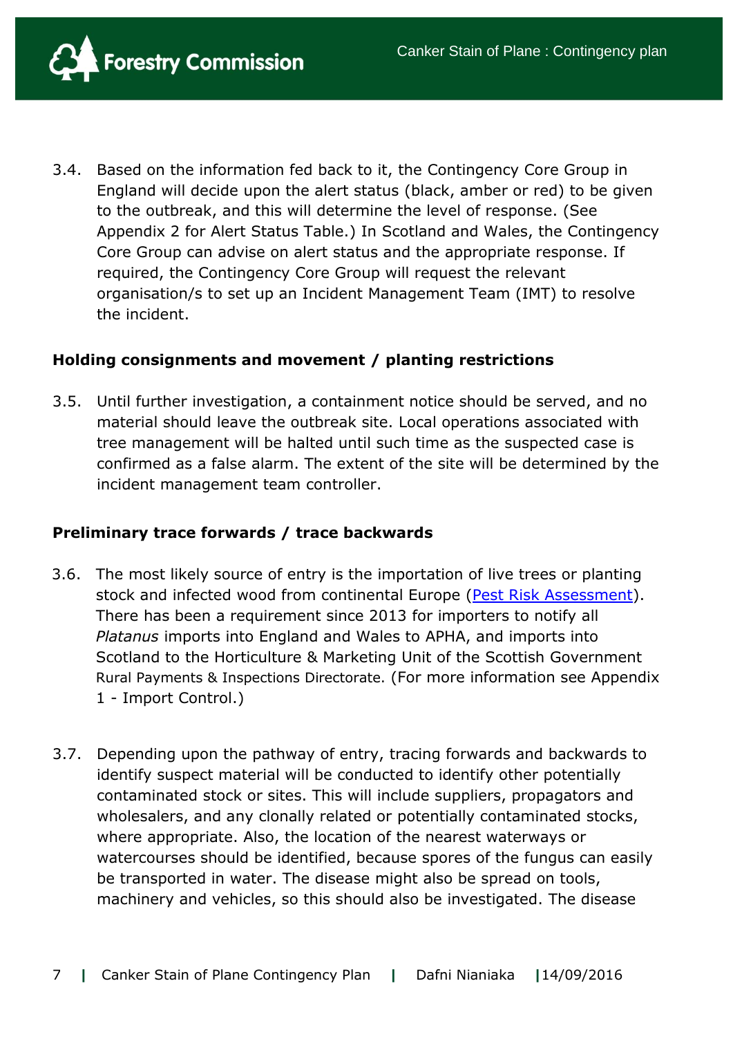3.4. Based on the information fed back to it, the Contingency Core Group in England will decide upon the alert status (black, amber or red) to be given to the outbreak, and this will determine the level of response. (See Appendix 2 for Alert Status Table.) In Scotland and Wales, the Contingency Core Group can advise on alert status and the appropriate response. If required, the Contingency Core Group will request the relevant organisation/s to set up an Incident Management Team (IMT) to resolve the incident.

**Holding consignments and movement / planting restrictions**

3.5. Until further investigation, a containment notice should be served, and no material should leave the outbreak site. Local operations associated with tree management will be halted until such time as the suspected case is confirmed as a false alarm. The extent of the site will be determined by the incident management team controller.

**Preliminary trace forwards / trace backwards**

3.6. The most likely source of entry is the importation of live trees or planting stock and infected wood from continental Europe (Pest Risk Assessment). There has been a requirement since 2013 for importers to notify all *Platanus* imports into England and Wales to APHA, and imports into Scotland to the Horticulture & Marketing Unit of the Scottish Government Rural Payments & Inspections Directorate. (For more information see Appendix 1 - Import Control.)

3.7. Depending upon the pathway of entry, tracing forwards and backwards to identify suspect material will be conducted to identify other potentially contaminated stock or sites. This will include suppliers, propagators and wholesalers, and any clonally related or potentially contaminated stocks, where appropriate. Also, the location of the nearest waterways or watercourses should be identified, because spores of the fungus can easily be transported in water. The disease might also be spread on tools, machinery and vehicles, so this should also be investigated. The disease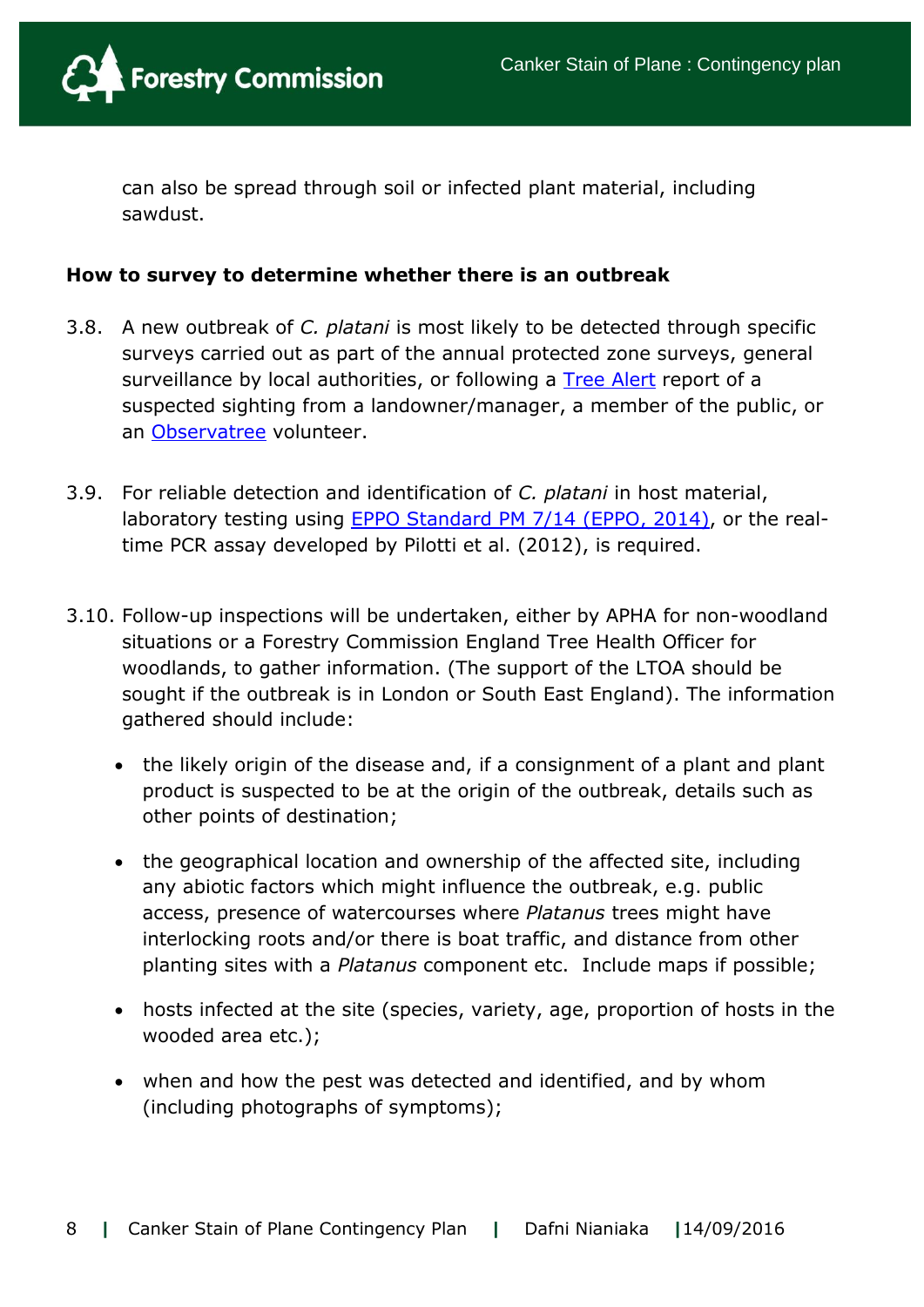can also be spread through soil or infected plant material, including sawdust.

**How to survey to determine whether there is an outbreak**

3.8. A new outbreak of *C. platani* is most likely to be detected through specific surveys carried out as part of the annual protected zone surveys, general surveillance by local authorities, or following a Tree Alert report of a suspected sighting from a landowner/manager, a member of the public, or an Observatree volunteer.

3.9. For reliable detection and identification of *C. platani* in host material, laboratory testing using EPPO Standard PM 7/14 (EPPO, 2014), or the real-time PCR assay developed by Pilotti et al. (2012), is required.

3.10. Follow-up inspections will be undertaken, either by APHA for non-woodland situations or a Forestry Commission England Tree Health Officer for woodlands, to gather information. (The support of the LTOA should be sought if the outbreak is in London or South East England). The information gathered should include:

- the likely origin of the disease and, if a consignment of a plant and plant product is suspected to be at the origin of the outbreak, details such as other points of destination;
- the geographical location and ownership of the affected site, including any abiotic factors which might influence the outbreak, e.g. public access, presence of watercourses where *Platanus* trees might have interlocking roots and/or there is boat traffic, and distance from other planting sites with a *Platanus* component etc. Include maps if possible;
- hosts infected at the site (species, variety, age, proportion of hosts in the wooded area etc.);
- when and how the pest was detected and identified, and by whom (including photographs of symptoms);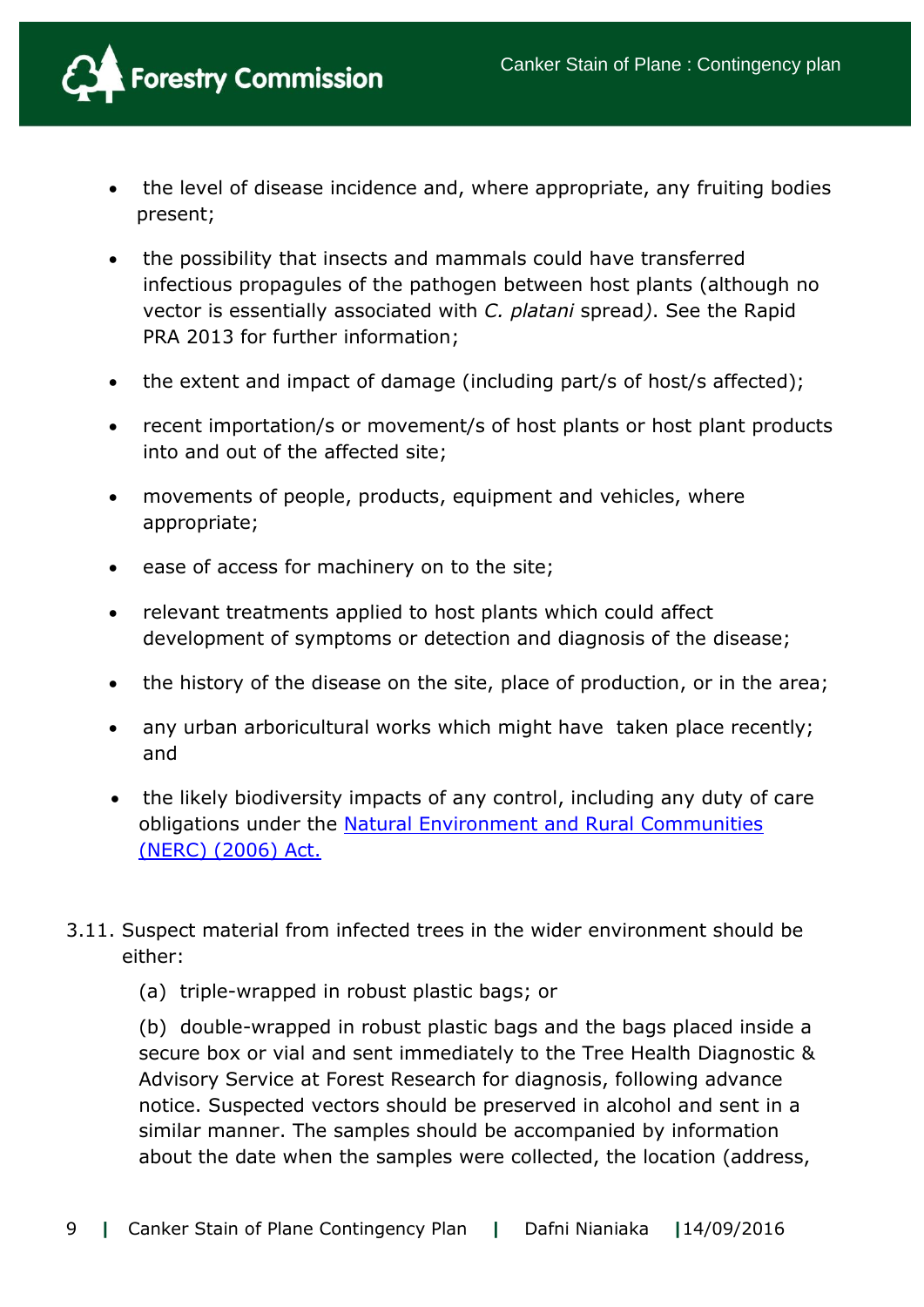- the level of disease incidence and, where appropriate, any fruiting bodies present;
- the possibility that insects and mammals could have transferred infectious propagules of the pathogen between host plants (although no vector is essentially associated with *C. platani* spread). See the Rapid PRA 2013 for further information;
- the extent and impact of damage (including part/s of host/s affected);
- recent importation/s or movement/s of host plants or host plant products into and out of the affected site;
- movements of people, products, equipment and vehicles, where appropriate;
- ease of access for machinery on to the site;
- relevant treatments applied to host plants which could affect development of symptoms or detection and diagnosis of the disease;
- the history of the disease on the site, place of production, or in the area;
- any urban arboricultural works which might have taken place recently; and
- the likely biodiversity impacts of any control, including any duty of care obligations under the [Natural Environment and Rural Communities (NERC) (2006) Act.](#)

3.11. Suspect material from infected trees in the wider environment should be either:

(a) triple-wrapped in robust plastic bags; or

(b) double-wrapped in robust plastic bags and the bags placed inside a secure box or vial and sent immediately to the Tree Health Diagnostic & Advisory Service at Forest Research for diagnosis, following advance notice. Suspected vectors should be preserved in alcohol and sent in a similar manner. The samples should be accompanied by information about the date when the samples were collected, the location (address,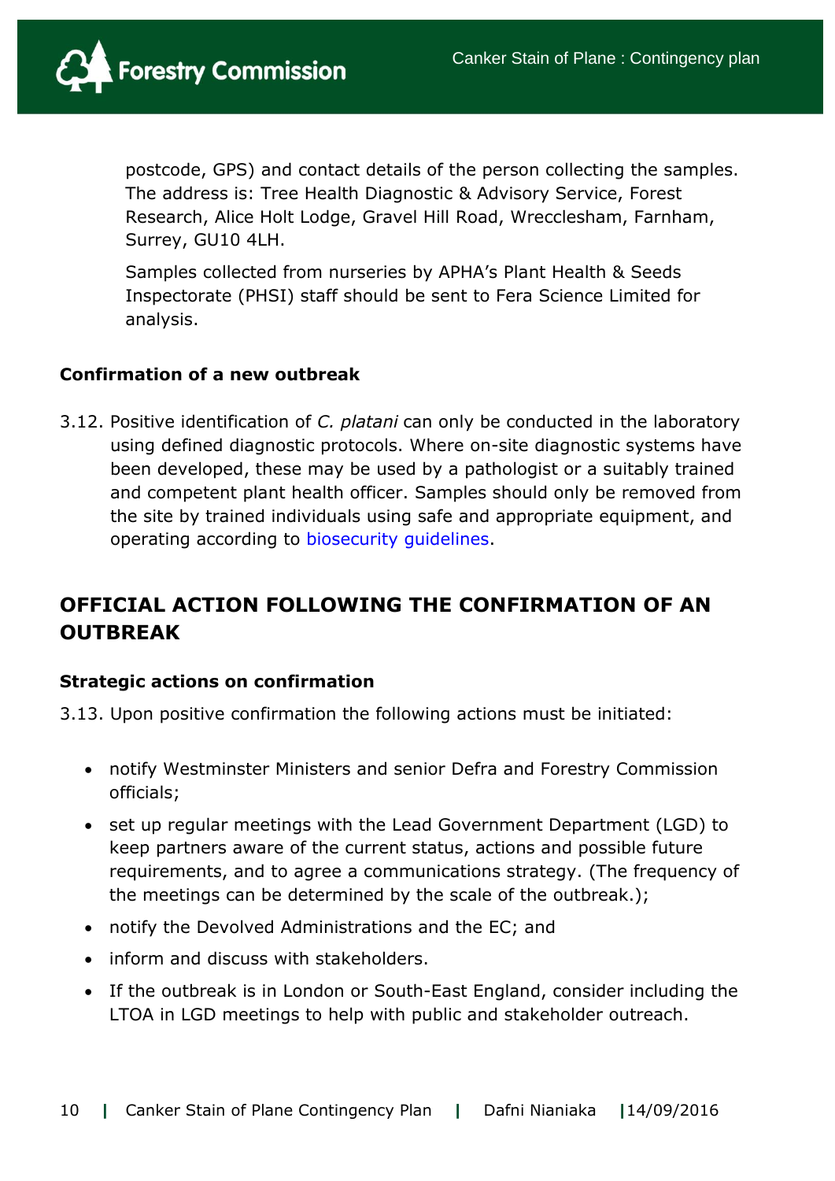postcode, GPS) and contact details of the person collecting the samples. The address is: Tree Health Diagnostic & Advisory Service, Forest Research, Alice Holt Lodge, Gravel Hill Road, Wrecclesham, Farnham, Surrey, GU10 4LH.

Samples collected from nurseries by APHA's Plant Health & Seeds Inspectorate (PHSI) staff should be sent to Fera Science Limited for analysis.

### Confirmation of a new outbreak

3.12. Positive identification of *C. platani* can only be conducted in the laboratory using defined diagnostic protocols. Where on-site diagnostic systems have been developed, these may be used by a pathologist or a suitably trained and competent plant health officer. Samples should only be removed from the site by trained individuals using safe and appropriate equipment, and operating according to biosecurity guidelines.

## OFFICIAL ACTION FOLLOWING THE CONFIRMATION OF AN OUTBREAK

### Strategic actions on confirmation

3.13. Upon positive confirmation the following actions must be initiated:

- notify Westminster Ministers and senior Defra and Forestry Commission officials;
- set up regular meetings with the Lead Government Department (LGD) to keep partners aware of the current status, actions and possible future requirements, and to agree a communications strategy. (The frequency of the meetings can be determined by the scale of the outbreak.);
- notify the Devolved Administrations and the EC; and
- inform and discuss with stakeholders.
- If the outbreak is in London or South-East England, consider including the LTOA in LGD meetings to help with public and stakeholder outreach.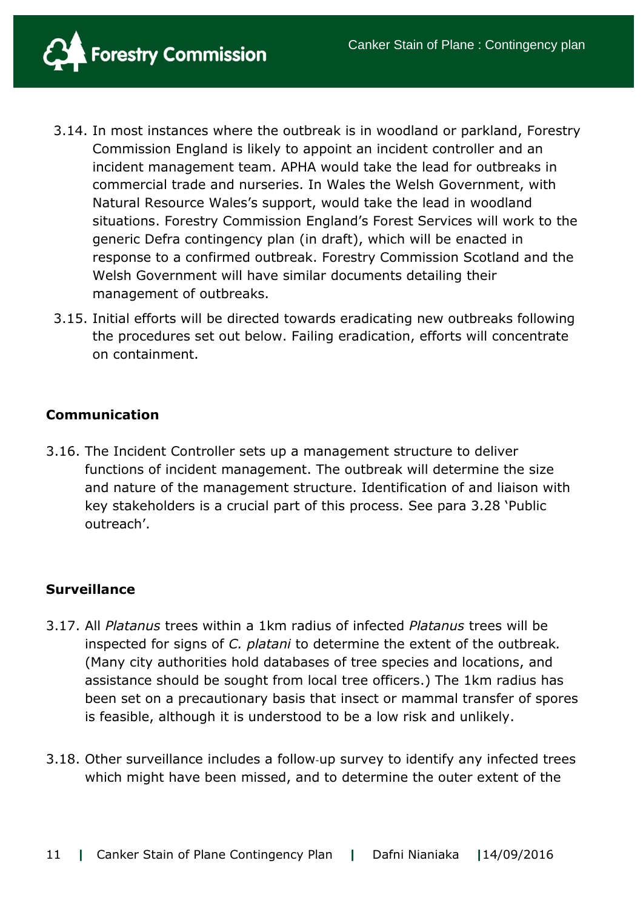3.14. In most instances where the outbreak is in woodland or parkland, Forestry Commission England is likely to appoint an incident controller and an incident management team. APHA would take the lead for outbreaks in commercial trade and nurseries. In Wales the Welsh Government, with Natural Resource Wales's support, would take the lead in woodland situations. Forestry Commission England's Forest Services will work to the generic Defra contingency plan (in draft), which will be enacted in response to a confirmed outbreak. Forestry Commission Scotland and the Welsh Government will have similar documents detailing their management of outbreaks.

3.15. Initial efforts will be directed towards eradicating new outbreaks following the procedures set out below. Failing eradication, efforts will concentrate on containment.

**Communication**

3.16. The Incident Controller sets up a management structure to deliver functions of incident management. The outbreak will determine the size and nature of the management structure. Identification of and liaison with key stakeholders is a crucial part of this process. See para 3.28 'Public outreach'.

**Surveillance**

3.17. All *Platanus* trees within a 1km radius of infected *Platanus* trees will be inspected for signs of *C. platani* to determine the extent of the outbreak. (Many city authorities hold databases of tree species and locations, and assistance should be sought from local tree officers.) The 1km radius has been set on a precautionary basis that insect or mammal transfer of spores is feasible, although it is understood to be a low risk and unlikely.

3.18. Other surveillance includes a follow-up survey to identify any infected trees which might have been missed, and to determine the outer extent of the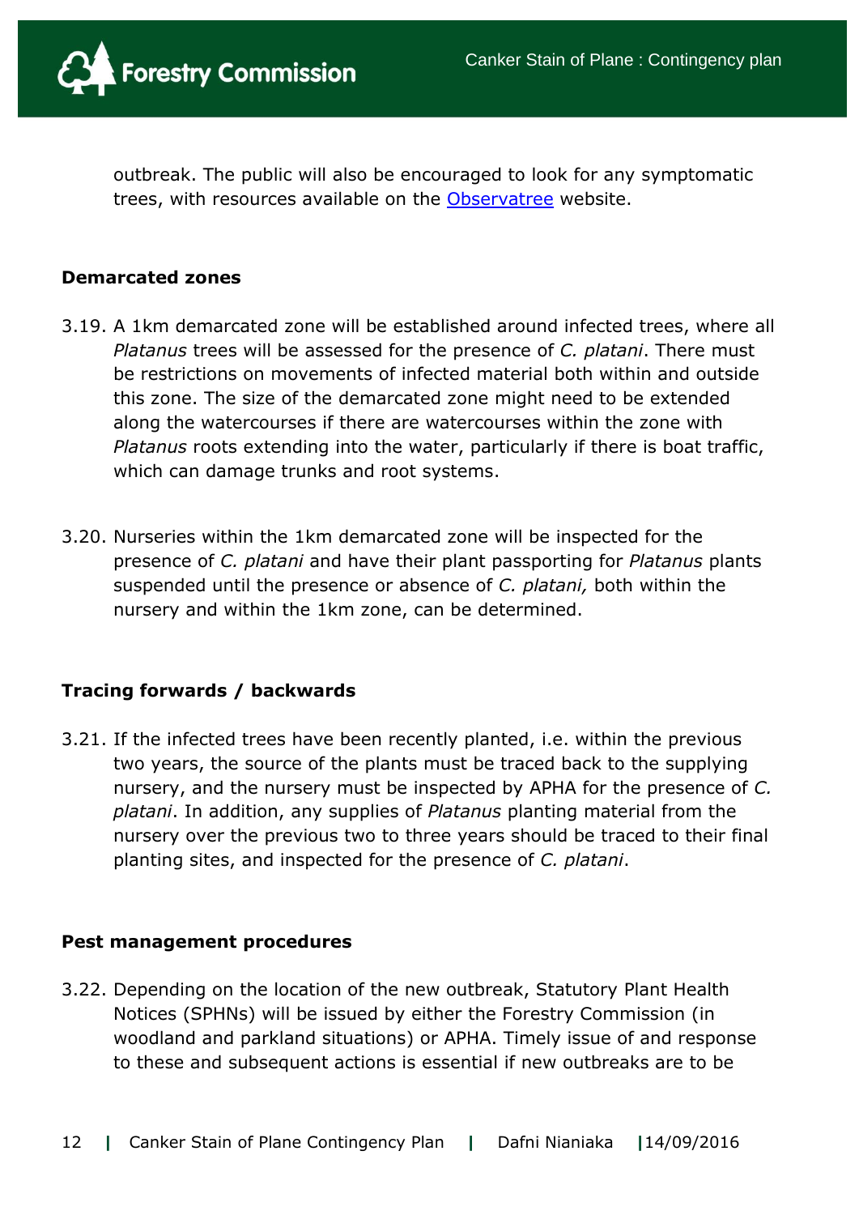outbreak. The public will also be encouraged to look for any symptomatic trees, with resources available on the Observatree website.

**Demarcated zones**

3.19. A 1km demarcated zone will be established around infected trees, where all *Platanus* trees will be assessed for the presence of *C. platani*. There must be restrictions on movements of infected material both within and outside this zone. The size of the demarcated zone might need to be extended along the watercourses if there are watercourses within the zone with *Platanus* roots extending into the water, particularly if there is boat traffic, which can damage trunks and root systems.

3.20. Nurseries within the 1km demarcated zone will be inspected for the presence of *C. platani* and have their plant passporting for *Platanus* plants suspended until the presence or absence of *C. platani,* both within the nursery and within the 1km zone, can be determined.

**Tracing forwards / backwards**

3.21. If the infected trees have been recently planted, i.e. within the previous two years, the source of the plants must be traced back to the supplying nursery, and the nursery must be inspected by APHA for the presence of *C. platani*. In addition, any supplies of *Platanus* planting material from the nursery over the previous two to three years should be traced to their final planting sites, and inspected for the presence of *C. platani*.

**Pest management procedures**

3.22. Depending on the location of the new outbreak, Statutory Plant Health Notices (SPHNs) will be issued by either the Forestry Commission (in woodland and parkland situations) or APHA. Timely issue of and response to these and subsequent actions is essential if new outbreaks are to be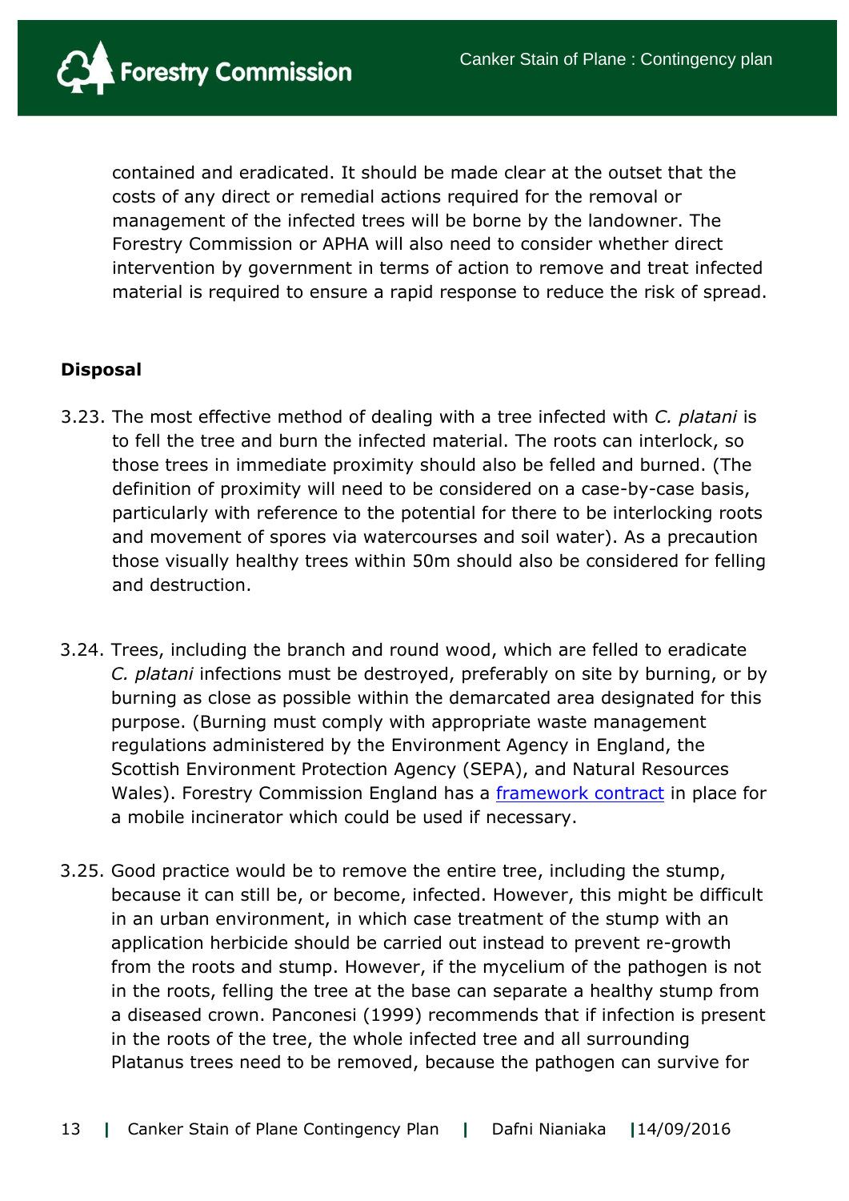contained and eradicated. It should be made clear at the outset that the costs of any direct or remedial actions required for the removal or management of the infected trees will be borne by the landowner. The Forestry Commission or APHA will also need to consider whether direct intervention by government in terms of action to remove and treat infected material is required to ensure a rapid response to reduce the risk of spread.

**Disposal**

3.23. The most effective method of dealing with a tree infected with *C. platani* is to fell the tree and burn the infected material. The roots can interlock, so those trees in immediate proximity should also be felled and burned. (The definition of proximity will need to be considered on a case-by-case basis, particularly with reference to the potential for there to be interlocking roots and movement of spores via watercourses and soil water). As a precaution those visually healthy trees within 50m should also be considered for felling and destruction.

3.24. Trees, including the branch and round wood, which are felled to eradicate *C. platani* infections must be destroyed, preferably on site by burning, or by burning as close as possible within the demarcated area designated for this purpose. (Burning must comply with appropriate waste management regulations administered by the Environment Agency in England, the Scottish Environment Protection Agency (SEPA), and Natural Resources Wales). Forestry Commission England has a [framework contract]() in place for a mobile incinerator which could be used if necessary.

3.25. Good practice would be to remove the entire tree, including the stump, because it can still be, or become, infected. However, this might be difficult in an urban environment, in which case treatment of the stump with an application herbicide should be carried out instead to prevent re-growth from the roots and stump. However, if the mycelium of the pathogen is not in the roots, felling the tree at the base can separate a healthy stump from a diseased crown. Panconesi (1999) recommends that if infection is present in the roots of the tree, the whole infected tree and all surrounding Platanus trees need to be removed, because the pathogen can survive for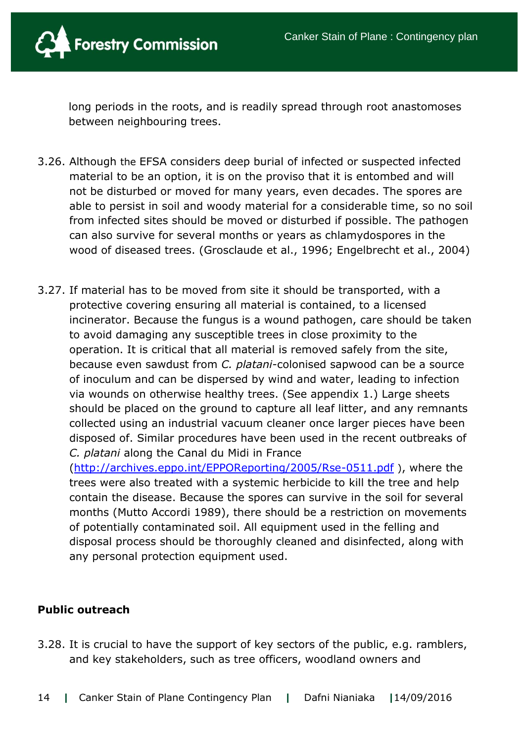long periods in the roots, and is readily spread through root anastomoses between neighbouring trees.

3.26. Although the EFSA considers deep burial of infected or suspected infected material to be an option, it is on the proviso that it is entombed and will not be disturbed or moved for many years, even decades. The spores are able to persist in soil and woody material for a considerable time, so no soil from infected sites should be moved or disturbed if possible. The pathogen can also survive for several months or years as chlamydospores in the wood of diseased trees. (Grosclaude et al., 1996; Engelbrecht et al., 2004)

3.27. If material has to be moved from site it should be transported, with a protective covering ensuring all material is contained, to a licensed incinerator. Because the fungus is a wound pathogen, care should be taken to avoid damaging any susceptible trees in close proximity to the operation. It is critical that all material is removed safely from the site, because even sawdust from *C. platani*-colonised sapwood can be a source of inoculum and can be dispersed by wind and water, leading to infection via wounds on otherwise healthy trees. (See appendix 1.) Large sheets should be placed on the ground to capture all leaf litter, and any remnants collected using an industrial vacuum cleaner once larger pieces have been disposed of. Similar procedures have been used in the recent outbreaks of *C. platani* along the Canal du Midi in France (http://archives.eppo.int/EPPOReporting/2005/Rse-0511.pdf ), where the trees were also treated with a systemic herbicide to kill the tree and help contain the disease. Because the spores can survive in the soil for several months (Mutto Accordi 1989), there should be a restriction on movements of potentially contaminated soil. All equipment used in the felling and disposal process should be thoroughly cleaned and disinfected, along with any personal protection equipment used.

**Public outreach**

3.28. It is crucial to have the support of key sectors of the public, e.g. ramblers, and key stakeholders, such as tree officers, woodland owners and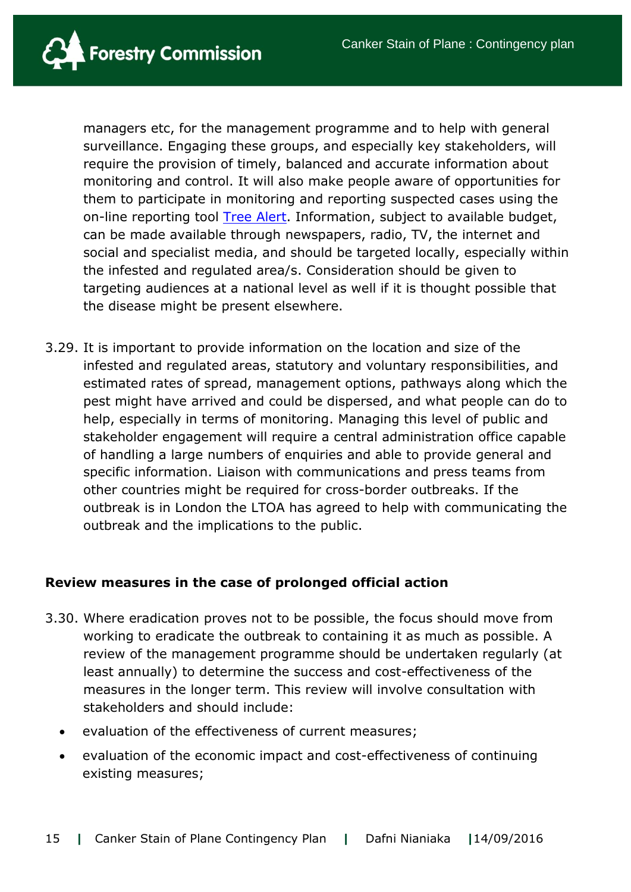managers etc, for the management programme and to help with general surveillance. Engaging these groups, and especially key stakeholders, will require the provision of timely, balanced and accurate information about monitoring and control. It will also make people aware of opportunities for them to participate in monitoring and reporting suspected cases using the on-line reporting tool [Tree Alert](). Information, subject to available budget, can be made available through newspapers, radio, TV, the internet and social and specialist media, and should be targeted locally, especially within the infested and regulated area/s. Consideration should be given to targeting audiences at a national level as well if it is thought possible that the disease might be present elsewhere.

3.29. It is important to provide information on the location and size of the infested and regulated areas, statutory and voluntary responsibilities, and estimated rates of spread, management options, pathways along which the pest might have arrived and could be dispersed, and what people can do to help, especially in terms of monitoring. Managing this level of public and stakeholder engagement will require a central administration office capable of handling a large numbers of enquiries and able to provide general and specific information. Liaison with communications and press teams from other countries might be required for cross-border outbreaks. If the outbreak is in London the LTOA has agreed to help with communicating the outbreak and the implications to the public.

**Review measures in the case of prolonged official action**

3.30. Where eradication proves not to be possible, the focus should move from working to eradicate the outbreak to containing it as much as possible. A review of the management programme should be undertaken regularly (at least annually) to determine the success and cost-effectiveness of the measures in the longer term. This review will involve consultation with stakeholders and should include:

- evaluation of the effectiveness of current measures;
- evaluation of the economic impact and cost-effectiveness of continuing existing measures;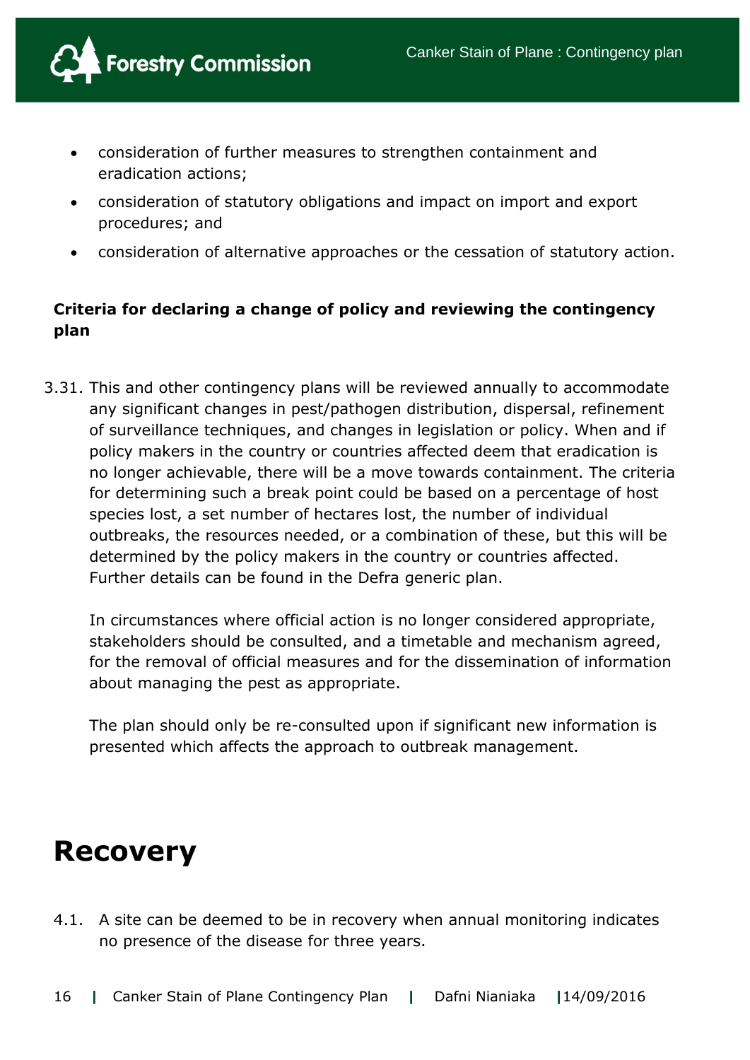- consideration of further measures to strengthen containment and eradication actions;
- consideration of statutory obligations and impact on import and export procedures; and
- consideration of alternative approaches or the cessation of statutory action.

**Criteria for declaring a change of policy and reviewing the contingency plan**

3.31. This and other contingency plans will be reviewed annually to accommodate any significant changes in pest/pathogen distribution, dispersal, refinement of surveillance techniques, and changes in legislation or policy. When and if policy makers in the country or countries affected deem that eradication is no longer achievable, there will be a move towards containment. The criteria for determining such a break point could be based on a percentage of host species lost, a set number of hectares lost, the number of individual outbreaks, the resources needed, or a combination of these, but this will be determined by the policy makers in the country or countries affected. Further details can be found in the Defra generic plan.

In circumstances where official action is no longer considered appropriate, stakeholders should be consulted, and a timetable and mechanism agreed, for the removal of official measures and for the dissemination of information about managing the pest as appropriate.

The plan should only be re-consulted upon if significant new information is presented which affects the approach to outbreak management.

# Recovery

4.1. A site can be deemed to be in recovery when annual monitoring indicates no presence of the disease for three years.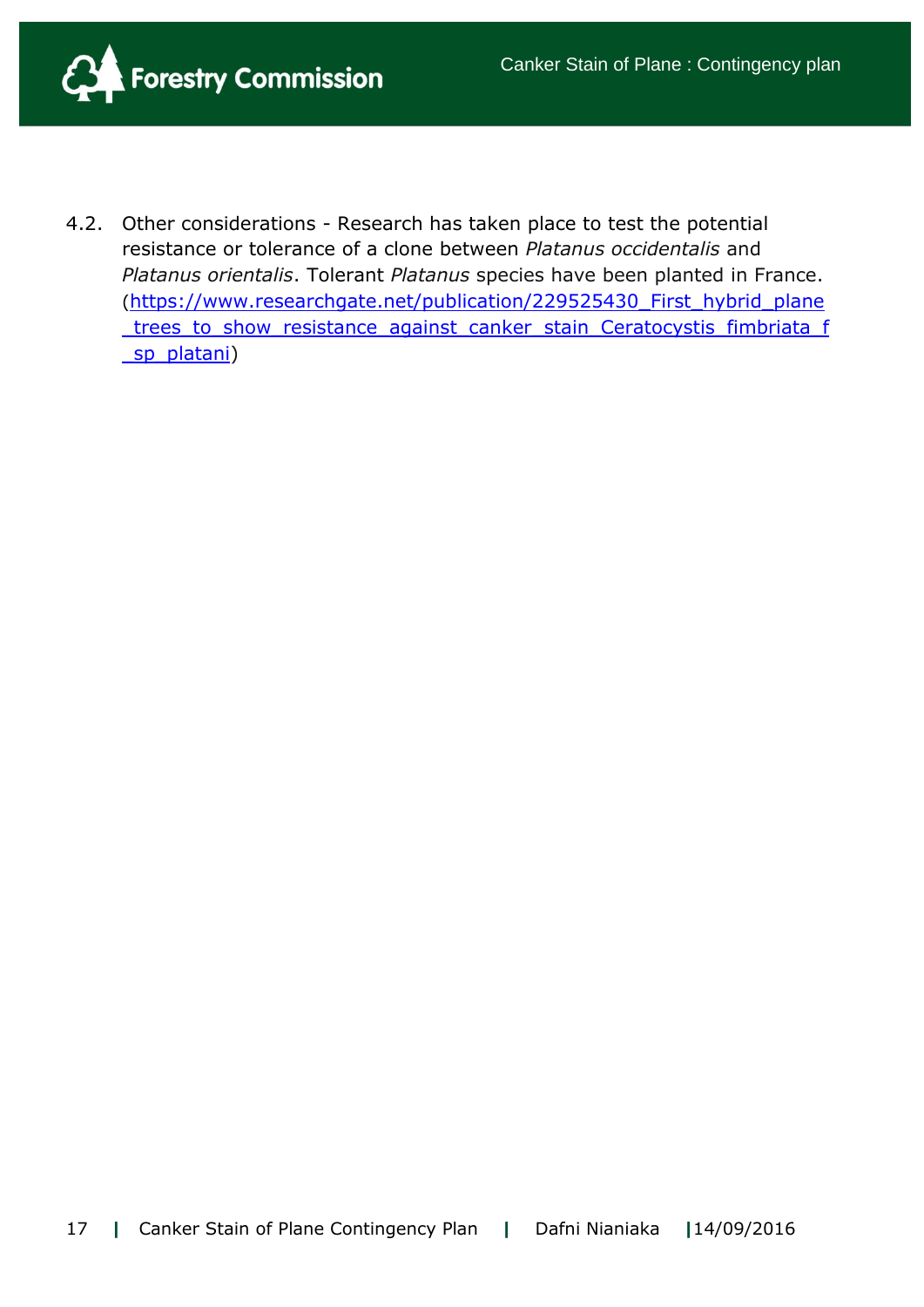4.2. Other considerations - Research has taken place to test the potential resistance or tolerance of a clone between *Platanus occidentalis* and *Platanus orientalis*. Tolerant *Platanus* species have been planted in France. (https://www.researchgate.net/publication/229525430_First_hybrid_plane_trees_to_show_resistance_against_canker_stain_Ceratocystis_fimbriata_f_sp_platani)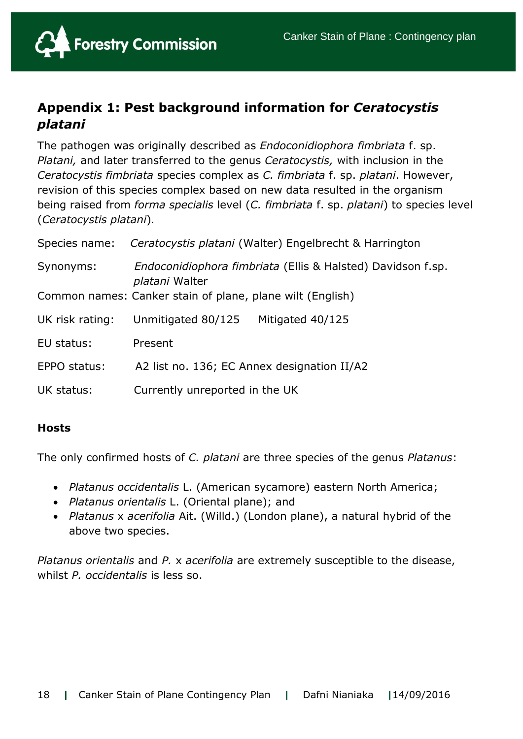## Appendix 1: Pest background information for *Ceratocystis platani*

The pathogen was originally described as *Endoconidiophora fimbriata* f. sp. *Platani,* and later transferred to the genus *Ceratocystis,* with inclusion in the *Ceratocystis fimbriata* species complex as *C. fimbriata* f. sp. *platani*. However, revision of this species complex based on new data resulted in the organism being raised from *forma specialis* level (*C. fimbriata* f. sp. *platani*) to species level (*Ceratocystis platani*).

Species name: *Ceratocystis platani* (Walter) Engelbrecht & Harrington

Synonyms: *Endoconidiophora fimbriata* (Ellis & Halsted) Davidson f.sp. *platani* Walter

Common names: Canker stain of plane, plane wilt (English)

UK risk rating: Unmitigated 80/125 Mitigated 40/125

EU status: Present

EPPO status: A2 list no. 136; EC Annex designation II/A2

UK status: Currently unreported in the UK

### Hosts

The only confirmed hosts of *C. platani* are three species of the genus *Platanus*:

- *Platanus occidentalis* L. (American sycamore) eastern North America;
- *Platanus orientalis* L. (Oriental plane); and
- *Platanus* x *acerifolia* Ait. (Willd.) (London plane), a natural hybrid of the above two species.

*Platanus orientalis* and *P.* x *acerifolia* are extremely susceptible to the disease, whilst *P. occidentalis* is less so.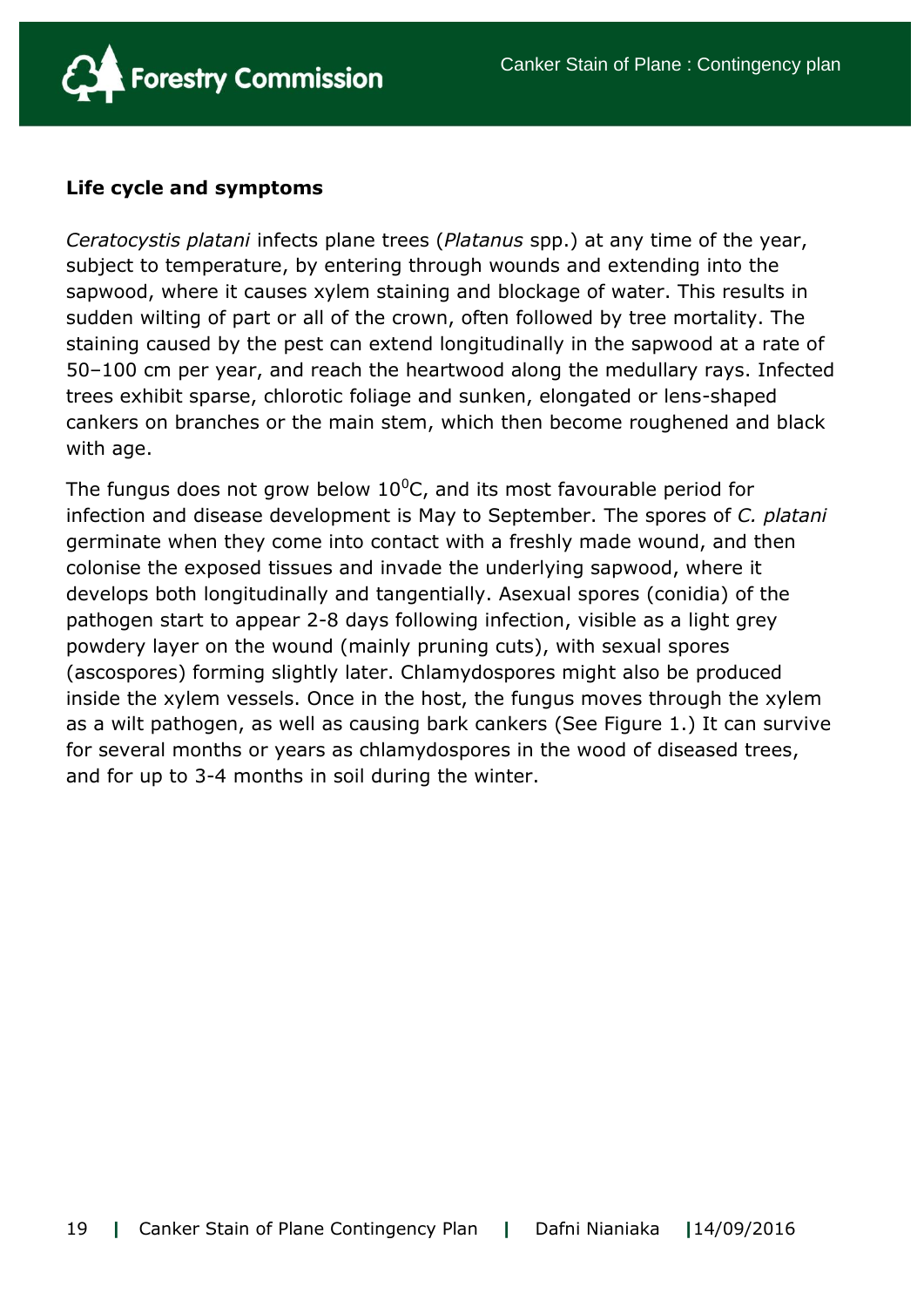**Life cycle and symptoms**

*Ceratocystis platani* infects plane trees (*Platanus* spp.) at any time of the year, subject to temperature, by entering through wounds and extending into the sapwood, where it causes xylem staining and blockage of water. This results in sudden wilting of part or all of the crown, often followed by tree mortality. The staining caused by the pest can extend longitudinally in the sapwood at a rate of 50–100 cm per year, and reach the heartwood along the medullary rays. Infected trees exhibit sparse, chlorotic foliage and sunken, elongated or lens-shaped cankers on branches or the main stem, which then become roughened and black with age.

The fungus does not grow below $10^0$C, and its most favourable period for infection and disease development is May to September. The spores of *C. platani* germinate when they come into contact with a freshly made wound, and then colonise the exposed tissues and invade the underlying sapwood, where it develops both longitudinally and tangentially. Asexual spores (conidia) of the pathogen start to appear 2-8 days following infection, visible as a light grey powdery layer on the wound (mainly pruning cuts), with sexual spores (ascospores) forming slightly later. Chlamydospores might also be produced inside the xylem vessels. Once in the host, the fungus moves through the xylem as a wilt pathogen, as well as causing bark cankers (See Figure 1.) It can survive for several months or years as chlamydospores in the wood of diseased trees, and for up to 3-4 months in soil during the winter.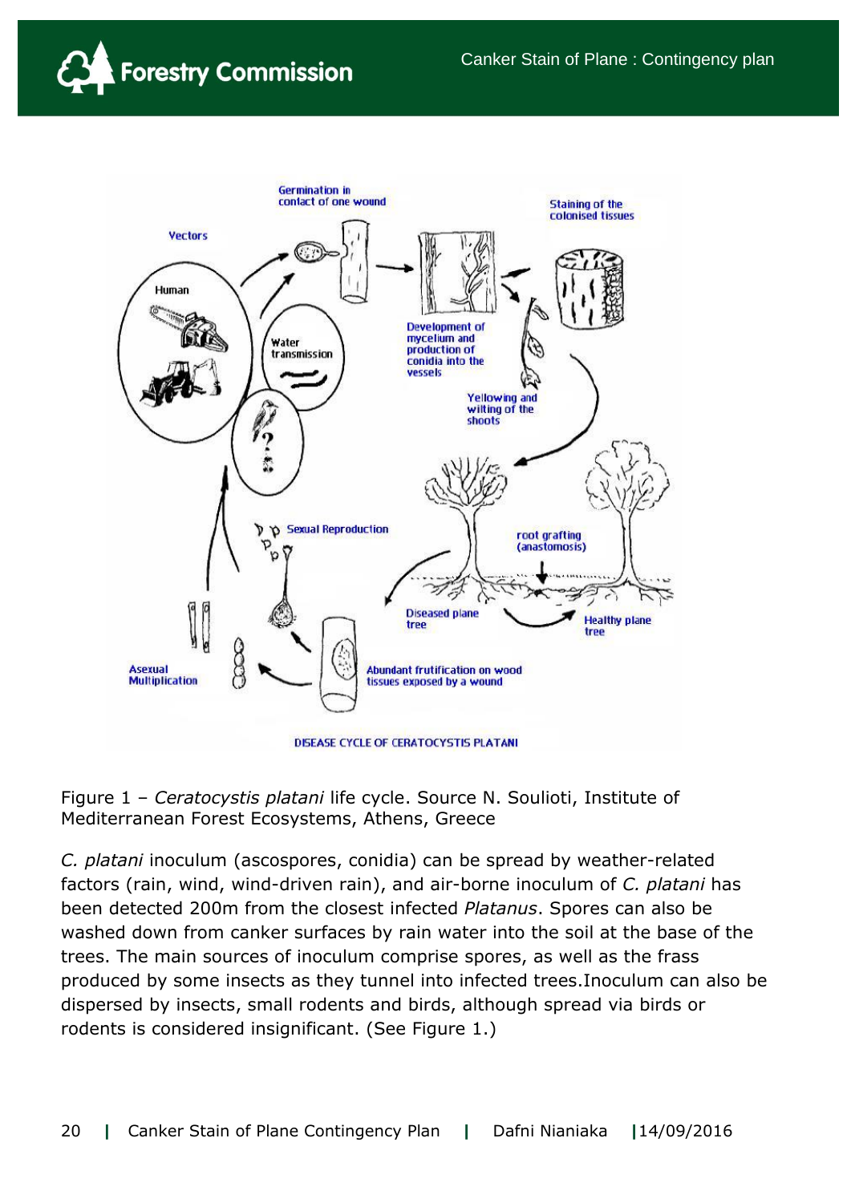Figure 1 – *Ceratocystis platani* life cycle. Source N. Soulioti, Institute of Mediterranean Forest Ecosystems, Athens, Greece

*C. platani* inoculum (ascospores, conidia) can be spread by weather-related factors (rain, wind, wind-driven rain), and air-borne inoculum of *C. platani* has been detected 200m from the closest infected *Platanus*. Spores can also be washed down from canker surfaces by rain water into the soil at the base of the trees. The main sources of inoculum comprise spores, as well as the frass produced by some insects as they tunnel into infected trees.Inoculum can also be dispersed by insects, small rodents and birds, although spread via birds or rodents is considered insignificant. (See Figure 1.)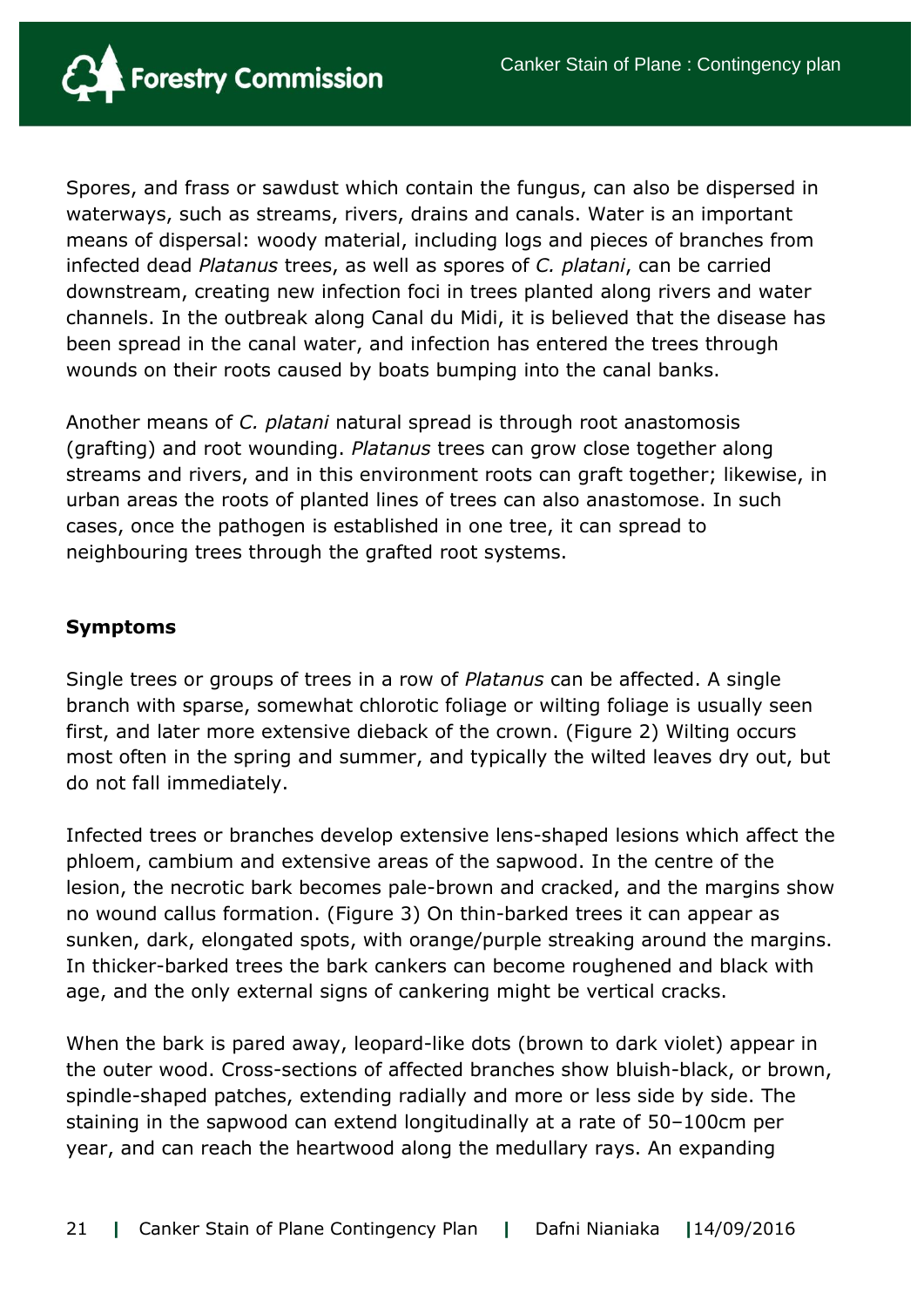Spores, and frass or sawdust which contain the fungus, can also be dispersed in waterways, such as streams, rivers, drains and canals. Water is an important means of dispersal: woody material, including logs and pieces of branches from infected dead *Platanus* trees, as well as spores of *C. platani*, can be carried downstream, creating new infection foci in trees planted along rivers and water channels. In the outbreak along Canal du Midi, it is believed that the disease has been spread in the canal water, and infection has entered the trees through wounds on their roots caused by boats bumping into the canal banks.

Another means of *C. platani* natural spread is through root anastomosis (grafting) and root wounding. *Platanus* trees can grow close together along streams and rivers, and in this environment roots can graft together; likewise, in urban areas the roots of planted lines of trees can also anastomose. In such cases, once the pathogen is established in one tree, it can spread to neighbouring trees through the grafted root systems.

**Symptoms**

Single trees or groups of trees in a row of *Platanus* can be affected. A single branch with sparse, somewhat chlorotic foliage or wilting foliage is usually seen first, and later more extensive dieback of the crown. (Figure 2) Wilting occurs most often in the spring and summer, and typically the wilted leaves dry out, but do not fall immediately.

Infected trees or branches develop extensive lens-shaped lesions which affect the phloem, cambium and extensive areas of the sapwood. In the centre of the lesion, the necrotic bark becomes pale-brown and cracked, and the margins show no wound callus formation. (Figure 3) On thin-barked trees it can appear as sunken, dark, elongated spots, with orange/purple streaking around the margins. In thicker-barked trees the bark cankers can become roughened and black with age, and the only external signs of cankering might be vertical cracks.

When the bark is pared away, leopard-like dots (brown to dark violet) appear in the outer wood. Cross-sections of affected branches show bluish-black, or brown, spindle-shaped patches, extending radially and more or less side by side. The staining in the sapwood can extend longitudinally at a rate of 50–100cm per year, and can reach the heartwood along the medullary rays. An expanding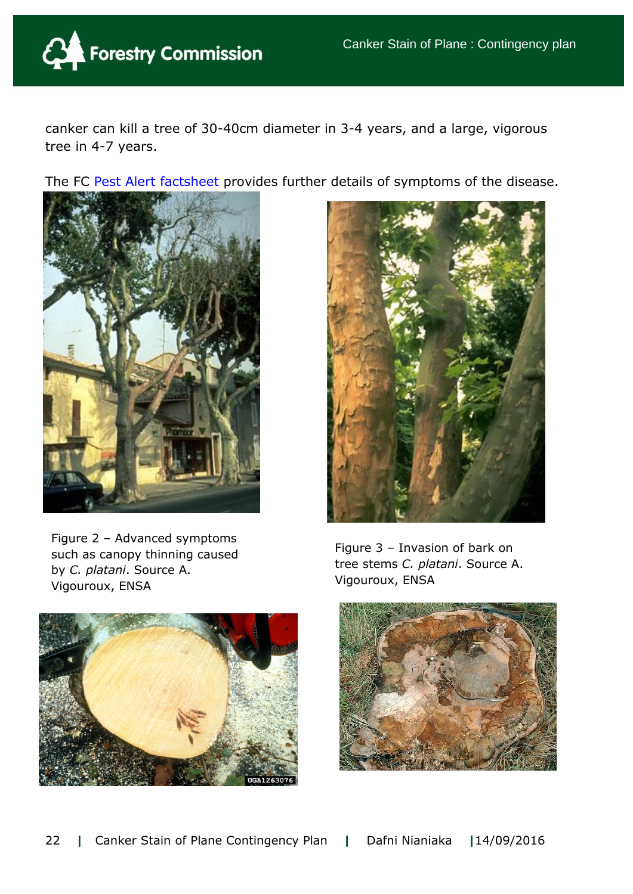canker can kill a tree of 30-40cm diameter in 3-4 years, and a large, vigorous tree in 4-7 years.

The FC Pest Alert factsheet provides further details of symptoms of the disease.

Figure 2 – Advanced symptoms such as canopy thinning caused by *C. platani*. Source A. Vigouroux, ENSA

Figure 3 – Invasion of bark on tree stems *C. platani*. Source A. Vigouroux, ENSA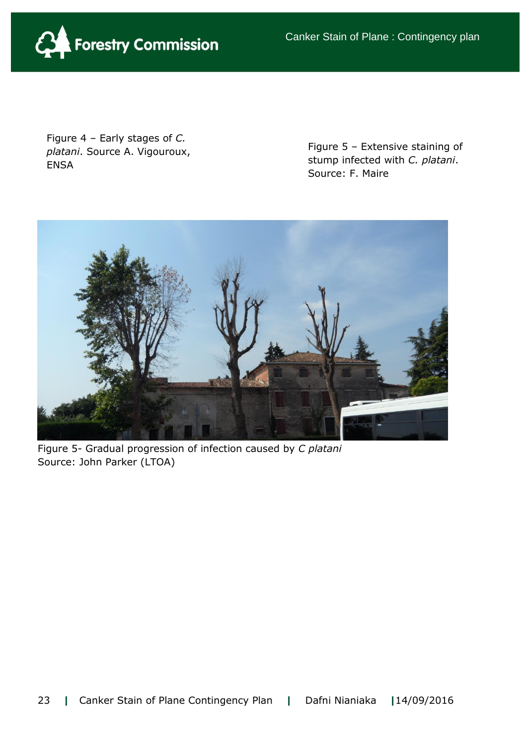Figure 4 – Early stages of *C. platani*. Source A. Vigouroux, ENSA

Figure 5 – Extensive staining of stump infected with *C. platani*. Source: F. Maire

Figure 5- Gradual progression of infection caused by *C platani*
Source: John Parker (LTOA)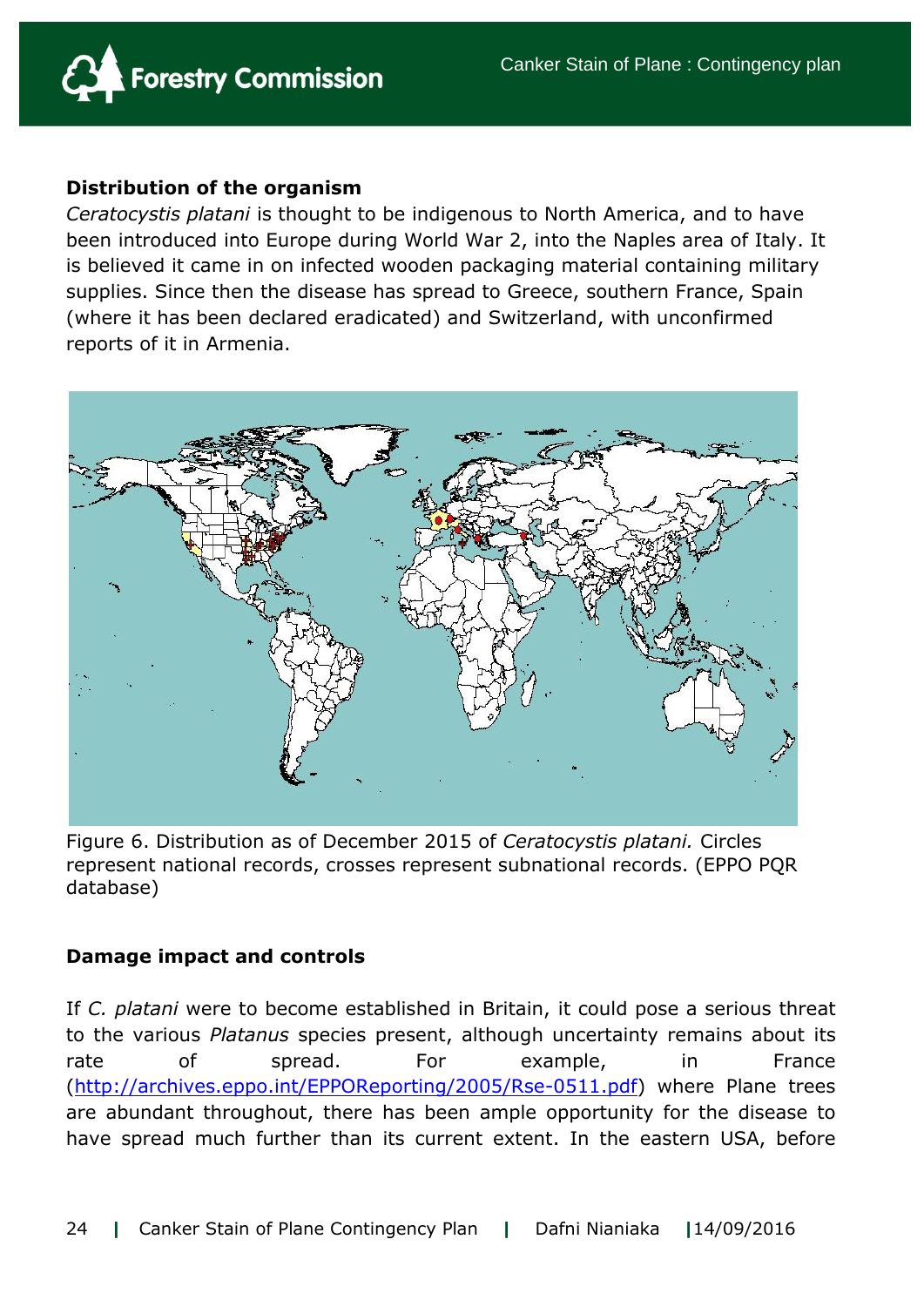## Distribution of the organism

*Ceratocystis platani* is thought to be indigenous to North America, and to have been introduced into Europe during World War 2, into the Naples area of Italy. It is believed it came in on infected wooden packaging material containing military supplies. Since then the disease has spread to Greece, southern France, Spain (where it has been declared eradicated) and Switzerland, with unconfirmed reports of it in Armenia.

Figure 6. Distribution as of December 2015 of *Ceratocystis platani.* Circles represent national records, crosses represent subnational records. (EPPO PQR database)

## Damage impact and controls

If *C. platani* were to become established in Britain, it could pose a serious threat to the various *Platanus* species present, although uncertainty remains about its rate of spread. For example, in France (http://archives.eppo.int/EPPOReporting/2005/Rse-0511.pdf) where Plane trees are abundant throughout, there has been ample opportunity for the disease to have spread much further than its current extent. In the eastern USA, before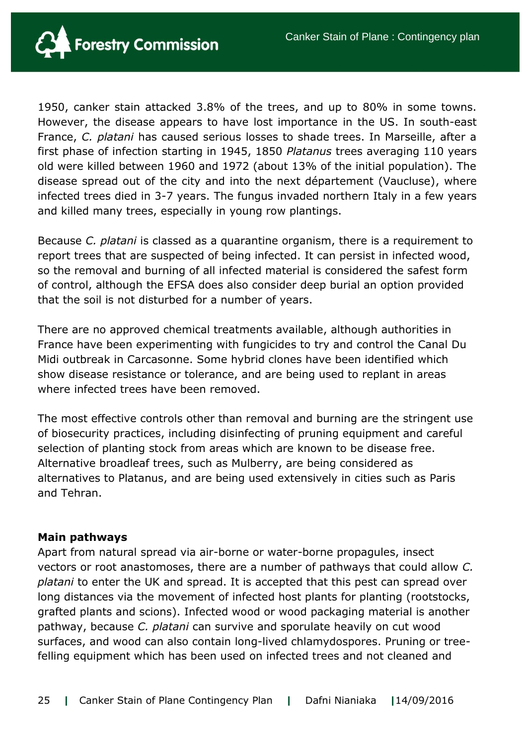1950, canker stain attacked 3.8% of the trees, and up to 80% in some towns. However, the disease appears to have lost importance in the US. In south-east France, *C. platani* has caused serious losses to shade trees. In Marseille, after a first phase of infection starting in 1945, 1850 *Platanus* trees averaging 110 years old were killed between 1960 and 1972 (about 13% of the initial population). The disease spread out of the city and into the next département (Vaucluse), where infected trees died in 3-7 years. The fungus invaded northern Italy in a few years and killed many trees, especially in young row plantings.

Because *C. platani* is classed as a quarantine organism, there is a requirement to report trees that are suspected of being infected. It can persist in infected wood, so the removal and burning of all infected material is considered the safest form of control, although the EFSA does also consider deep burial an option provided that the soil is not disturbed for a number of years.

There are no approved chemical treatments available, although authorities in France have been experimenting with fungicides to try and control the Canal Du Midi outbreak in Carcasonne. Some hybrid clones have been identified which show disease resistance or tolerance, and are being used to replant in areas where infected trees have been removed.

The most effective controls other than removal and burning are the stringent use of biosecurity practices, including disinfecting of pruning equipment and careful selection of planting stock from areas which are known to be disease free. Alternative broadleaf trees, such as Mulberry, are being considered as alternatives to Platanus, and are being used extensively in cities such as Paris and Tehran.

**Main pathways**

Apart from natural spread via air-borne or water-borne propagules, insect vectors or root anastomoses, there are a number of pathways that could allow *C. platani* to enter the UK and spread. It is accepted that this pest can spread over long distances via the movement of infected host plants for planting (rootstocks, grafted plants and scions). Infected wood or wood packaging material is another pathway, because *C. platani* can survive and sporulate heavily on cut wood surfaces, and wood can also contain long-lived chlamydospores. Pruning or tree-felling equipment which has been used on infected trees and not cleaned and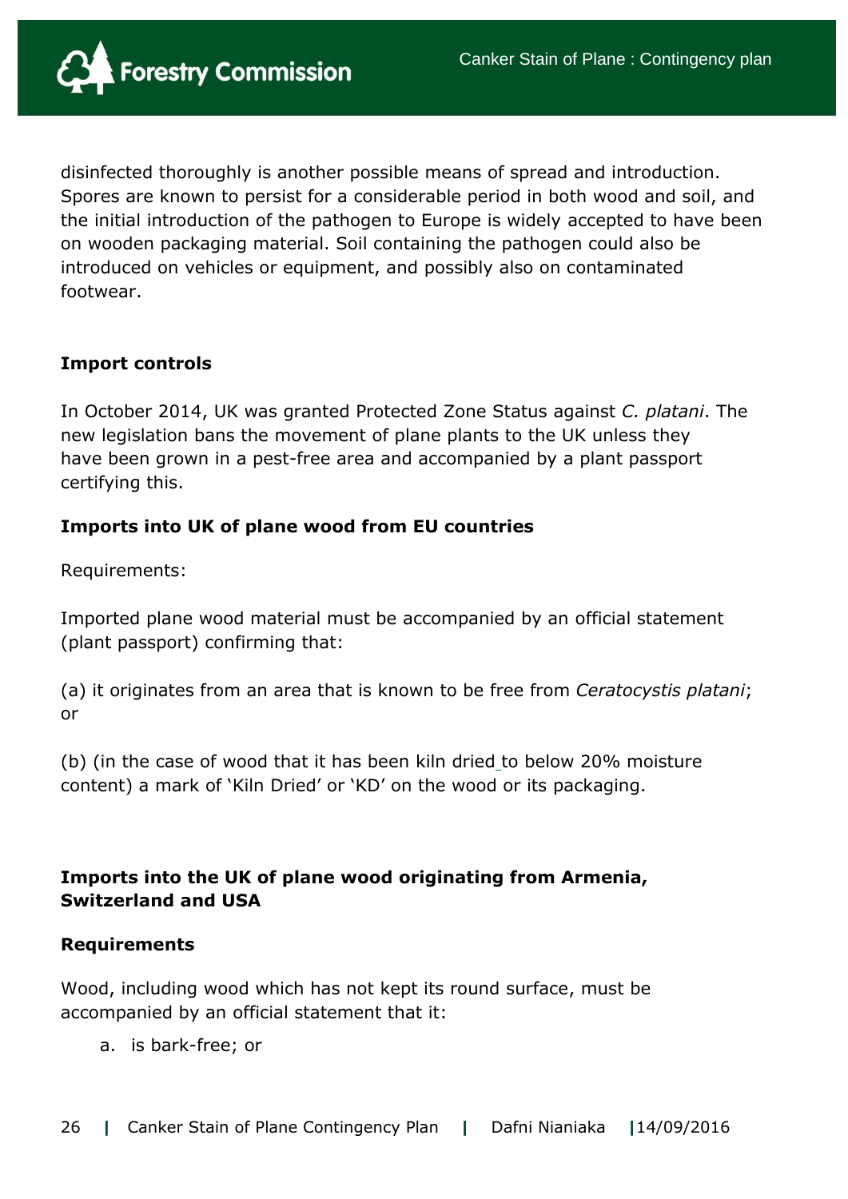disinfected thoroughly is another possible means of spread and introduction. Spores are known to persist for a considerable period in both wood and soil, and the initial introduction of the pathogen to Europe is widely accepted to have been on wooden packaging material. Soil containing the pathogen could also be introduced on vehicles or equipment, and possibly also on contaminated footwear.

### Import controls

In October 2014, UK was granted Protected Zone Status against *C. platani*. The new legislation bans the movement of plane plants to the UK unless they have been grown in a pest-free area and accompanied by a plant passport certifying this.

### Imports into UK of plane wood from EU countries

Requirements:

Imported plane wood material must be accompanied by an official statement (plant passport) confirming that:

(a) it originates from an area that is known to be free from *Ceratocystis platani*; or

(b) (in the case of wood that it has been kiln dried to below 20% moisture content) a mark of 'Kiln Dried' or 'KD' on the wood or its packaging.

### Imports into the UK of plane wood originating from Armenia, Switzerland and USA

**Requirements**

Wood, including wood which has not kept its round surface, must be accompanied by an official statement that it:

a. is bark-free; or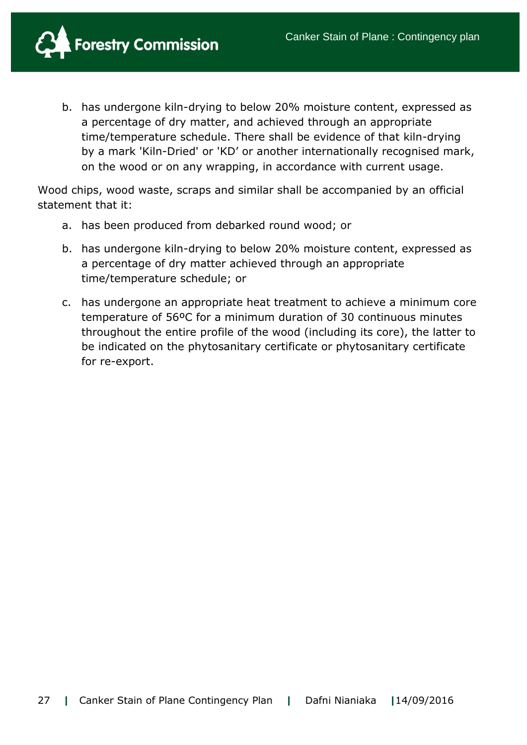b. has undergone kiln-drying to below 20% moisture content, expressed as a percentage of dry matter, and achieved through an appropriate time/temperature schedule. There shall be evidence of that kiln-drying by a mark 'Kiln-Dried' or 'KD' or another internationally recognised mark, on the wood or on any wrapping, in accordance with current usage.

Wood chips, wood waste, scraps and similar shall be accompanied by an official statement that it:

a. has been produced from debarked round wood; or

b. has undergone kiln-drying to below 20% moisture content, expressed as a percentage of dry matter achieved through an appropriate time/temperature schedule; or

c. has undergone an appropriate heat treatment to achieve a minimum core temperature of 56ºC for a minimum duration of 30 continuous minutes throughout the entire profile of the wood (including its core), the latter to be indicated on the phytosanitary certificate or phytosanitary certificate for re-export.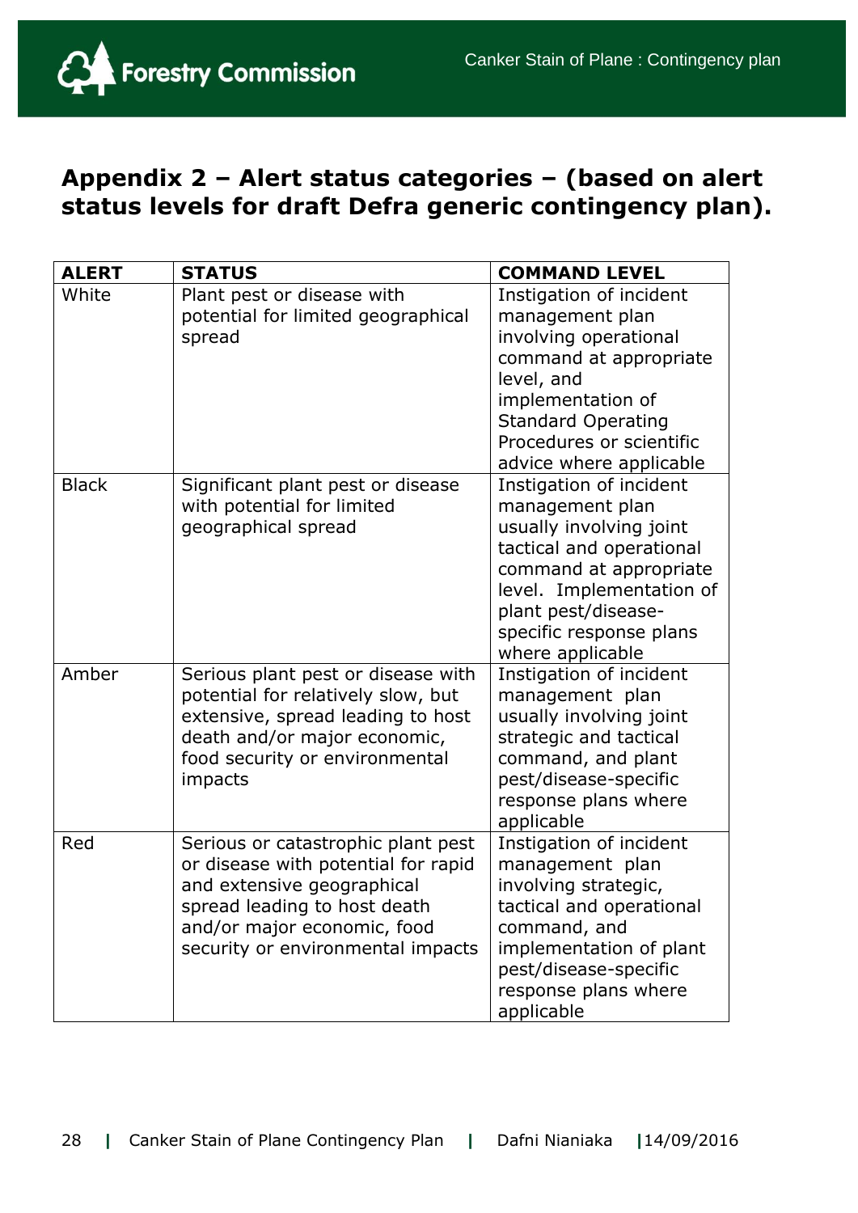## Appendix 2 – Alert status categories – (based on alert status levels for draft Defra generic contingency plan).

| ALERT | STATUS | COMMAND LEVEL |
| --- | --- | --- |
| White | Plant pest or disease with potential for limited geographical spread | Instigation of incident management plan involving operational command at appropriate level, and implementation of Standard Operating Procedures or scientific advice where applicable |
| Black | Significant plant pest or disease with potential for limited geographical spread | Instigation of incident management plan usually involving joint tactical and operational command at appropriate level. Implementation of plant pest/disease-specific response plans where applicable |
| Amber | Serious plant pest or disease with potential for relatively slow, but extensive, spread leading to host death and/or major economic, food security or environmental impacts | Instigation of incident management plan usually involving joint strategic and tactical command, and plant pest/disease-specific response plans where applicable |
| Red | Serious or catastrophic plant pest or disease with potential for rapid and extensive geographical spread leading to host death and/or major economic, food security or environmental impacts | Instigation of incident management plan involving strategic, tactical and operational command, and implementation of plant pest/disease-specific response plans where applicable |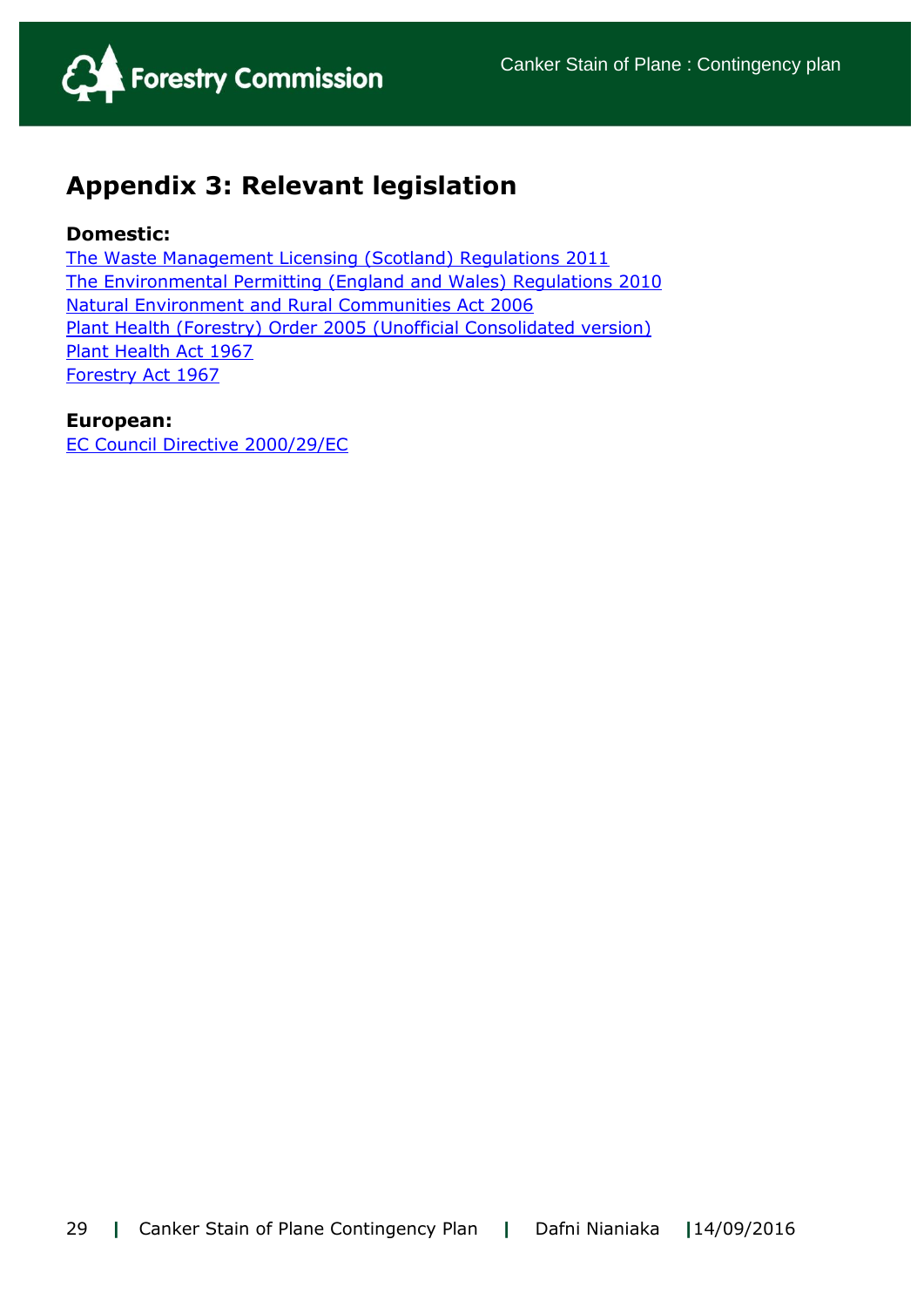# Appendix 3: Relevant legislation

**Domestic:**

The Waste Management Licensing (Scotland) Regulations 2011
The Environmental Permitting (England and Wales) Regulations 2010
Natural Environment and Rural Communities Act 2006
Plant Health (Forestry) Order 2005 (Unofficial Consolidated version)
Plant Health Act 1967
Forestry Act 1967

**European:**

EC Council Directive 2000/29/EC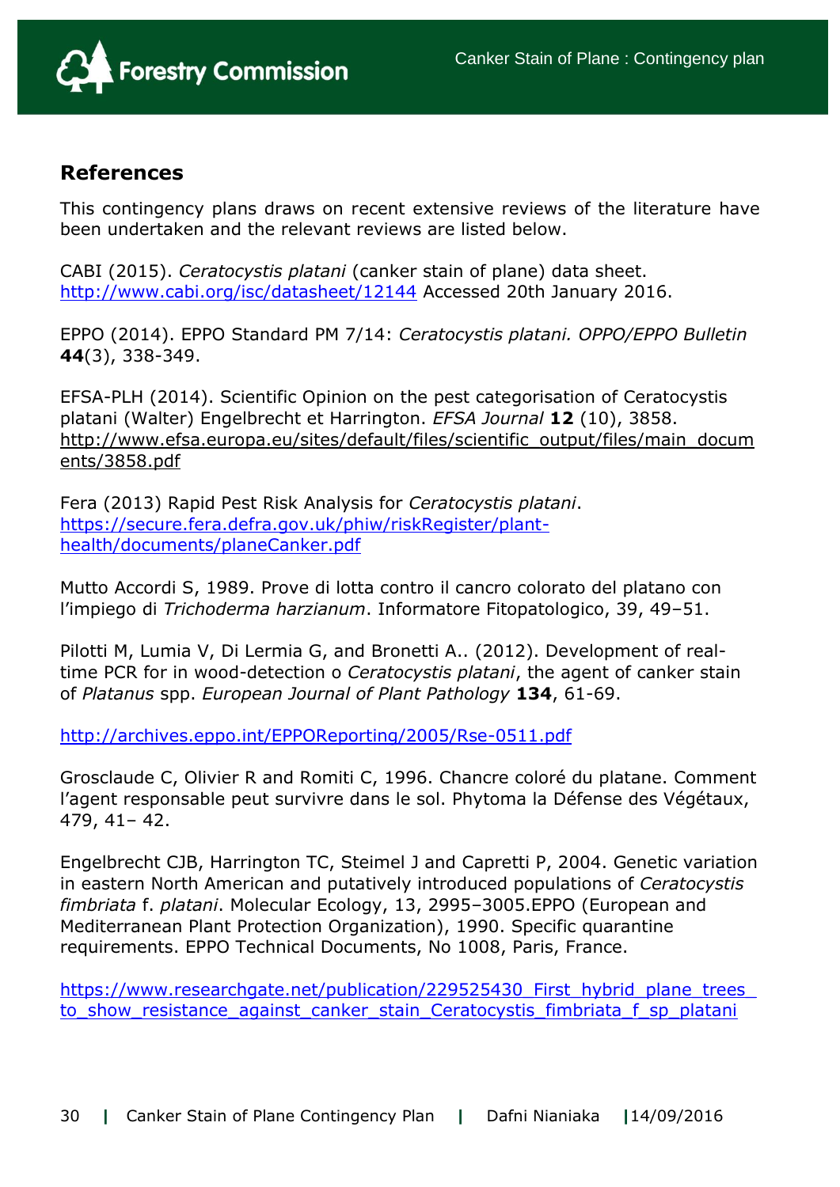## References

This contingency plans draws on recent extensive reviews of the literature have been undertaken and the relevant reviews are listed below.

CABI (2015). *Ceratocystis platani* (canker stain of plane) data sheet. http://www.cabi.org/isc/datasheet/12144 Accessed 20th January 2016.

EPPO (2014). EPPO Standard PM 7/14: *Ceratocystis platani. OPPO/EPPO Bulletin* **44**(3), 338-349.

EFSA-PLH (2014). Scientific Opinion on the pest categorisation of Ceratocystis platani (Walter) Engelbrecht et Harrington. *EFSA Journal* **12** (10), 3858. http://www.efsa.europa.eu/sites/default/files/scientific_output/files/main_documents/3858.pdf

Fera (2013) Rapid Pest Risk Analysis for *Ceratocystis platani*. https://secure.fera.defra.gov.uk/phiw/riskRegister/plant-health/documents/planeCanker.pdf

Mutto Accordi S, 1989. Prove di lotta contro il cancro colorato del platano con l'impiego di *Trichoderma harzianum*. Informatore Fitopatologico, 39, 49–51.

Pilotti M, Lumia V, Di Lermia G, and Bronetti A.. (2012). Development of real-time PCR for in wood-detection o *Ceratocystis platani*, the agent of canker stain of *Platanus* spp. *European Journal of Plant Pathology* **134**, 61-69.

http://archives.eppo.int/EPPOReporting/2005/Rse-0511.pdf

Grosclaude C, Olivier R and Romiti C, 1996. Chancre coloré du platane. Comment l'agent responsable peut survivre dans le sol. Phytoma la Défense des Végétaux, 479, 41– 42.

Engelbrecht CJB, Harrington TC, Steimel J and Capretti P, 2004. Genetic variation in eastern North American and putatively introduced populations of *Ceratocystis fimbriata* f. *platani*. Molecular Ecology, 13, 2995–3005.EPPO (European and Mediterranean Plant Protection Organization), 1990. Specific quarantine requirements. EPPO Technical Documents, No 1008, Paris, France.

https://www.researchgate.net/publication/229525430_First_hybrid_plane_trees_to_show_resistance_against_canker_stain_Ceratocystis_fimbriata_f_sp_platani